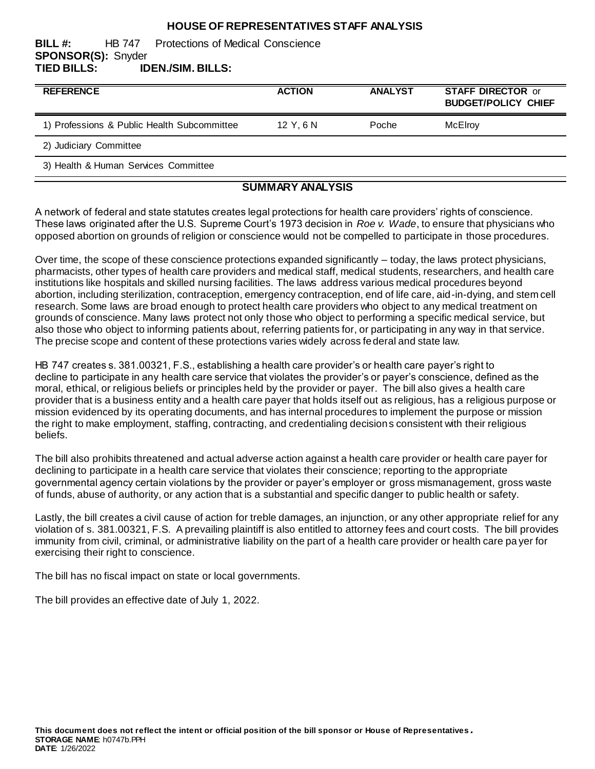# HOUSE OF REPRESENTATIVES STAFF ANALYSIS

**BILL #:** HB 747 Protections of Medical Conscience
**SPONSOR(S):** Snyder
**TIED BILLS:** **IDEN./SIM. BILLS:**

| REFERENCE | ACTION | ANALYST | STAFF DIRECTOR or BUDGET/POLICY CHIEF |
|---|---|---|---|
| 1) Professions & Public Health Subcommittee | 12 Y, 6 N | Poche | McElroy |
| 2) Judiciary Committee | | | |
| 3) Health & Human Services Committee | | | |

## SUMMARY ANALYSIS

A network of federal and state statutes creates legal protections for health care providers' rights of conscience. These laws originated after the U.S. Supreme Court's 1973 decision in *Roe v. Wade*, to ensure that physicians who opposed abortion on grounds of religion or conscience would not be compelled to participate in those procedures.

Over time, the scope of these conscience protections expanded significantly – today, the laws protect physicians, pharmacists, other types of health care providers and medical staff, medical students, researchers, and health care institutions like hospitals and skilled nursing facilities. The laws address various medical procedures beyond abortion, including sterilization, contraception, emergency contraception, end of life care, aid-in-dying, and stem cell research. Some laws are broad enough to protect health care providers who object to any medical treatment on grounds of conscience. Many laws protect not only those who object to performing a specific medical service, but also those who object to informing patients about, referring patients for, or participating in any way in that service. The precise scope and content of these protections varies widely across federal and state law.

HB 747 creates s. 381.00321, F.S., establishing a health care provider's or health care payer's right to decline to participate in any health care service that violates the provider's or payer's conscience, defined as the moral, ethical, or religious beliefs or principles held by the provider or payer. The bill also gives a health care provider that is a business entity and a health care payer that holds itself out as religious, has a religious purpose or mission evidenced by its operating documents, and has internal procedures to implement the purpose or mission the right to make employment, staffing, contracting, and credentialing decisions consistent with their religious beliefs.

The bill also prohibits threatened and actual adverse action against a health care provider or health care payer for declining to participate in a health care service that violates their conscience; reporting to the appropriate governmental agency certain violations by the provider or payer's employer or gross mismanagement, gross waste of funds, abuse of authority, or any action that is a substantial and specific danger to public health or safety.

Lastly, the bill creates a civil cause of action for treble damages, an injunction, or any other appropriate relief for any violation of s. 381.00321, F.S. A prevailing plaintiff is also entitled to attorney fees and court costs. The bill provides immunity from civil, criminal, or administrative liability on the part of a health care provider or health care payer for exercising their right to conscience.

The bill has no fiscal impact on state or local governments.

The bill provides an effective date of July 1, 2022.

**This document does not reflect the intent or official position of the bill sponsor or House of Representatives.**
**STORAGE NAME**: h0747b.PPH
**DATE**: 1/26/2022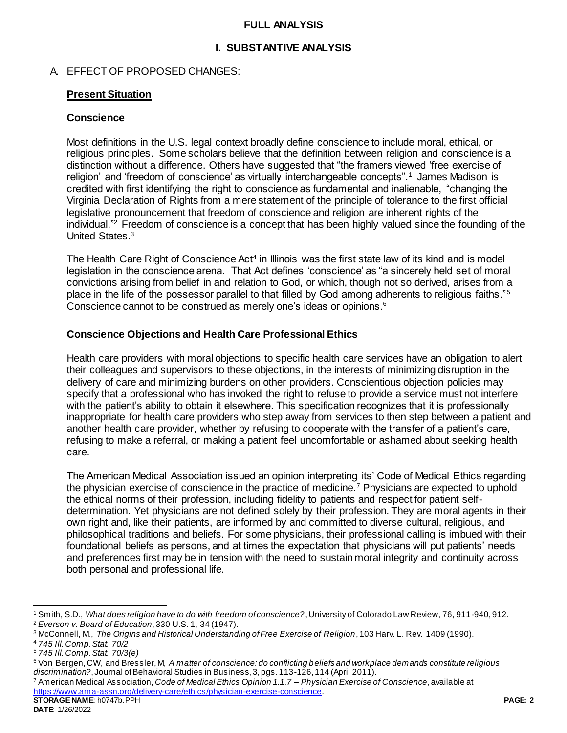# FULL ANALYSIS

## I. SUBSTANTIVE ANALYSIS

A. EFFECT OF PROPOSED CHANGES:

### Present Situation

#### Conscience

Most definitions in the U.S. legal context broadly define conscience to include moral, ethical, or religious principles. Some scholars believe that the definition between religion and conscience is a distinction without a difference. Others have suggested that "the framers viewed 'free exercise of religion' and 'freedom of conscience' as virtually interchangeable concepts".[1] James Madison is credited with first identifying the right to conscience as fundamental and inalienable, "changing the Virginia Declaration of Rights from a mere statement of the principle of tolerance to the first official legislative pronouncement that freedom of conscience and religion are inherent rights of the individual."[2] Freedom of conscience is a concept that has been highly valued since the founding of the United States.[3]

The Health Care Right of Conscience Act[4] in Illinois was the first state law of its kind and is model legislation in the conscience arena. That Act defines 'conscience' as "a sincerely held set of moral convictions arising from belief in and relation to God, or which, though not so derived, arises from a place in the life of the possessor parallel to that filled by God among adherents to religious faiths."[5] Conscience cannot to be construed as merely one's ideas or opinions.[6]

#### Conscience Objections and Health Care Professional Ethics

Health care providers with moral objections to specific health care services have an obligation to alert their colleagues and supervisors to these objections, in the interests of minimizing disruption in the delivery of care and minimizing burdens on other providers. Conscientious objection policies may specify that a professional who has invoked the right to refuse to provide a service must not interfere with the patient's ability to obtain it elsewhere. This specification recognizes that it is professionally inappropriate for health care providers who step away from services to then step between a patient and another health care provider, whether by refusing to cooperate with the transfer of a patient's care, refusing to make a referral, or making a patient feel uncomfortable or ashamed about seeking health care.

The American Medical Association issued an opinion interpreting its' Code of Medical Ethics regarding the physician exercise of conscience in the practice of medicine.[7] Physicians are expected to uphold the ethical norms of their profession, including fidelity to patients and respect for patient self-determination. Yet physicians are not defined solely by their profession. They are moral agents in their own right and, like their patients, are informed by and committed to diverse cultural, religious, and philosophical traditions and beliefs. For some physicians, their professional calling is imbued with their foundational beliefs as persons, and at times the expectation that physicians will put patients' needs and preferences first may be in tension with the need to sustain moral integrity and continuity across both personal and professional life.

---

[1] Smith, S.D., *What does religion have to do with freedom of conscience?*, University of Colorado Law Review, 76, 911-940, 912.

[2] *Everson v. Board of Education*, 330 U.S. 1, 34 (1947).

[3] McConnell, M., *The Origins and Historical Understanding of Free Exercise of Religion*, 103 Harv. L. Rev. 1409 (1990).

[4] *745 Ill. Comp. Stat. 70/2*

[5] *745 Ill. Comp. Stat. 70/3(e)*

[6] Von Bergen, CW, and Bressler, M, *A matter of conscience: do conflicting beliefs and workplace demands constitute religious discrimination?*, Journal of Behavioral Studies in Business, 3, pgs. 113-126, 114 (April 2011).

[7] American Medical Association, *Code of Medical Ethics Opinion 1.1.7 – Physician Exercise of Conscience*, available at https://www.ama-assn.org/delivery-care/ethics/physician-exercise-conscience.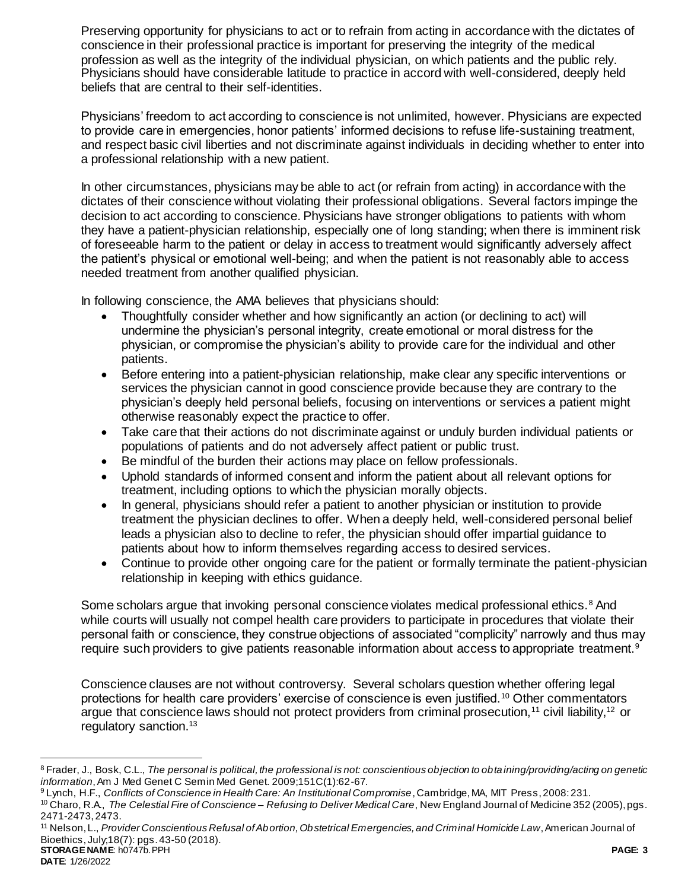Preserving opportunity for physicians to act or to refrain from acting in accordance with the dictates of conscience in their professional practice is important for preserving the integrity of the medical profession as well as the integrity of the individual physician, on which patients and the public rely. Physicians should have considerable latitude to practice in accord with well-considered, deeply held beliefs that are central to their self-identities.

Physicians' freedom to act according to conscience is not unlimited, however. Physicians are expected to provide care in emergencies, honor patients' informed decisions to refuse life-sustaining treatment, and respect basic civil liberties and not discriminate against individuals in deciding whether to enter into a professional relationship with a new patient.

In other circumstances, physicians may be able to act (or refrain from acting) in accordance with the dictates of their conscience without violating their professional obligations. Several factors impinge the decision to act according to conscience. Physicians have stronger obligations to patients with whom they have a patient-physician relationship, especially one of long standing; when there is imminent risk of foreseeable harm to the patient or delay in access to treatment would significantly adversely affect the patient's physical or emotional well-being; and when the patient is not reasonably able to access needed treatment from another qualified physician.

In following conscience, the AMA believes that physicians should:

- Thoughtfully consider whether and how significantly an action (or declining to act) will undermine the physician's personal integrity, create emotional or moral distress for the physician, or compromise the physician's ability to provide care for the individual and other patients.
- Before entering into a patient-physician relationship, make clear any specific interventions or services the physician cannot in good conscience provide because they are contrary to the physician's deeply held personal beliefs, focusing on interventions or services a patient might otherwise reasonably expect the practice to offer.
- Take care that their actions do not discriminate against or unduly burden individual patients or populations of patients and do not adversely affect patient or public trust.
- Be mindful of the burden their actions may place on fellow professionals.
- Uphold standards of informed consent and inform the patient about all relevant options for treatment, including options to which the physician morally objects.
- In general, physicians should refer a patient to another physician or institution to provide treatment the physician declines to offer. When a deeply held, well-considered personal belief leads a physician also to decline to refer, the physician should offer impartial guidance to patients about how to inform themselves regarding access to desired services.
- Continue to provide other ongoing care for the patient or formally terminate the patient-physician relationship in keeping with ethics guidance.

Some scholars argue that invoking personal conscience violates medical professional ethics.[8] And while courts will usually not compel health care providers to participate in procedures that violate their personal faith or conscience, they construe objections of associated "complicity" narrowly and thus may require such providers to give patients reasonable information about access to appropriate treatment.[9]

Conscience clauses are not without controversy. Several scholars question whether offering legal protections for health care providers' exercise of conscience is even justified.[10] Other commentators argue that conscience laws should not protect providers from criminal prosecution,[11] civil liability,[12] or regulatory sanction.[13]

---

[8] Frader, J., Bosk, C.L., *The personal is political, the professional is not: conscientious objection to obtaining/providing/acting on genetic information*, Am J Med Genet C Semin Med Genet. 2009;151C(1):62-67.

[9] Lynch, H.F., *Conflicts of Conscience in Health Care: An Institutional Compromise*, Cambridge, MA, MIT Press, 2008: 231.

[10] Charo, R.A., *The Celestial Fire of Conscience – Refusing to Deliver Medical Care*, New England Journal of Medicine 352 (2005), pgs. 2471-2473, 2473.

[11] Nelson, L., *Provider Conscientious Refusal of Abortion, Obstetrical Emergencies, and Criminal Homicide Law*, American Journal of Bioethics, July;18(7): pgs. 43-50 (2018).

**STORAGE NAME**: h0747b.PPH
**DATE**: 1/26/2022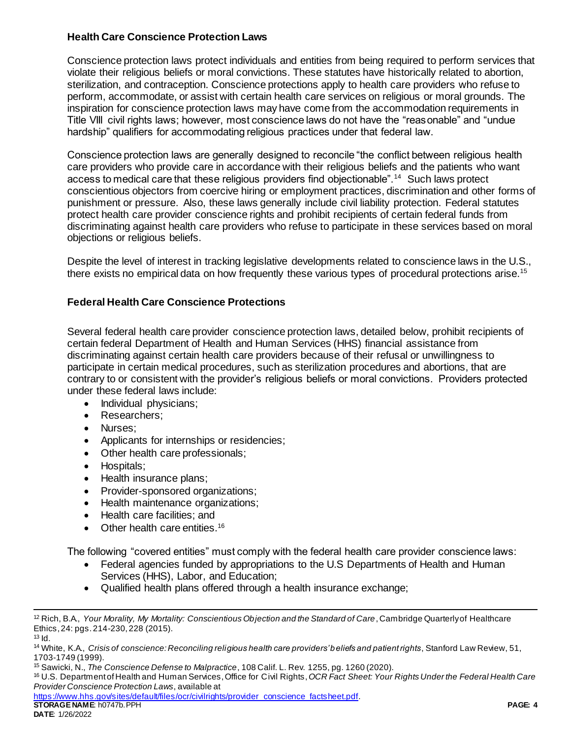### Health Care Conscience Protection Laws

Conscience protection laws protect individuals and entities from being required to perform services that violate their religious beliefs or moral convictions. These statutes have historically related to abortion, sterilization, and contraception. Conscience protections apply to health care providers who refuse to perform, accommodate, or assist with certain health care services on religious or moral grounds. The inspiration for conscience protection laws may have come from the accommodation requirements in Title VII civil rights laws; however, most conscience laws do not have the "reasonable" and "undue hardship" qualifiers for accommodating religious practices under that federal law.

Conscience protection laws are generally designed to reconcile "the conflict between religious health care providers who provide care in accordance with their religious beliefs and the patients who want access to medical care that these religious providers find objectionable".[14] Such laws protect conscientious objectors from coercive hiring or employment practices, discrimination and other forms of punishment or pressure. Also, these laws generally include civil liability protection. Federal statutes protect health care provider conscience rights and prohibit recipients of certain federal funds from discriminating against health care providers who refuse to participate in these services based on moral objections or religious beliefs.

Despite the level of interest in tracking legislative developments related to conscience laws in the U.S., there exists no empirical data on how frequently these various types of procedural protections arise.[15]

### Federal Health Care Conscience Protections

Several federal health care provider conscience protection laws, detailed below, prohibit recipients of certain federal Department of Health and Human Services (HHS) financial assistance from discriminating against certain health care providers because of their refusal or unwillingness to participate in certain medical procedures, such as sterilization procedures and abortions, that are contrary to or consistent with the provider's religious beliefs or moral convictions. Providers protected under these federal laws include:

- Individual physicians;
- Researchers;
- Nurses;
- Applicants for internships or residencies;
- Other health care professionals;
- Hospitals;
- Health insurance plans;
- Provider-sponsored organizations;
- Health maintenance organizations;
- Health care facilities; and
- Other health care entities.[16]

The following "covered entities" must comply with the federal health care provider conscience laws:

- Federal agencies funded by appropriations to the U.S Departments of Health and Human Services (HHS), Labor, and Education;
- Qualified health plans offered through a health insurance exchange;

---

[12] Rich, B.A., *Your Morality, My Mortality: Conscientious Objection and the Standard of Care*, Cambridge Quarterly of Healthcare Ethics, 24: pgs. 214-230, 228 (2015).

[13] Id.

[14] White, K.A., *Crisis of conscience: Reconciling religious health care providers' beliefs and patient rights*, Stanford Law Review, 51, 1703-1749 (1999).

[15] Sawicki, N., *The Conscience Defense to Malpractice*, 108 Calif. L. Rev. 1255, pg. 1260 (2020).

[16] U.S. Department of Health and Human Services, Office for Civil Rights, *OCR Fact Sheet: Your Rights Under the Federal Health Care Provider Conscience Protection Laws*, available at https://www.hhs.gov/sites/default/files/ocr/civilrights/provider_conscience_factsheet.pdf.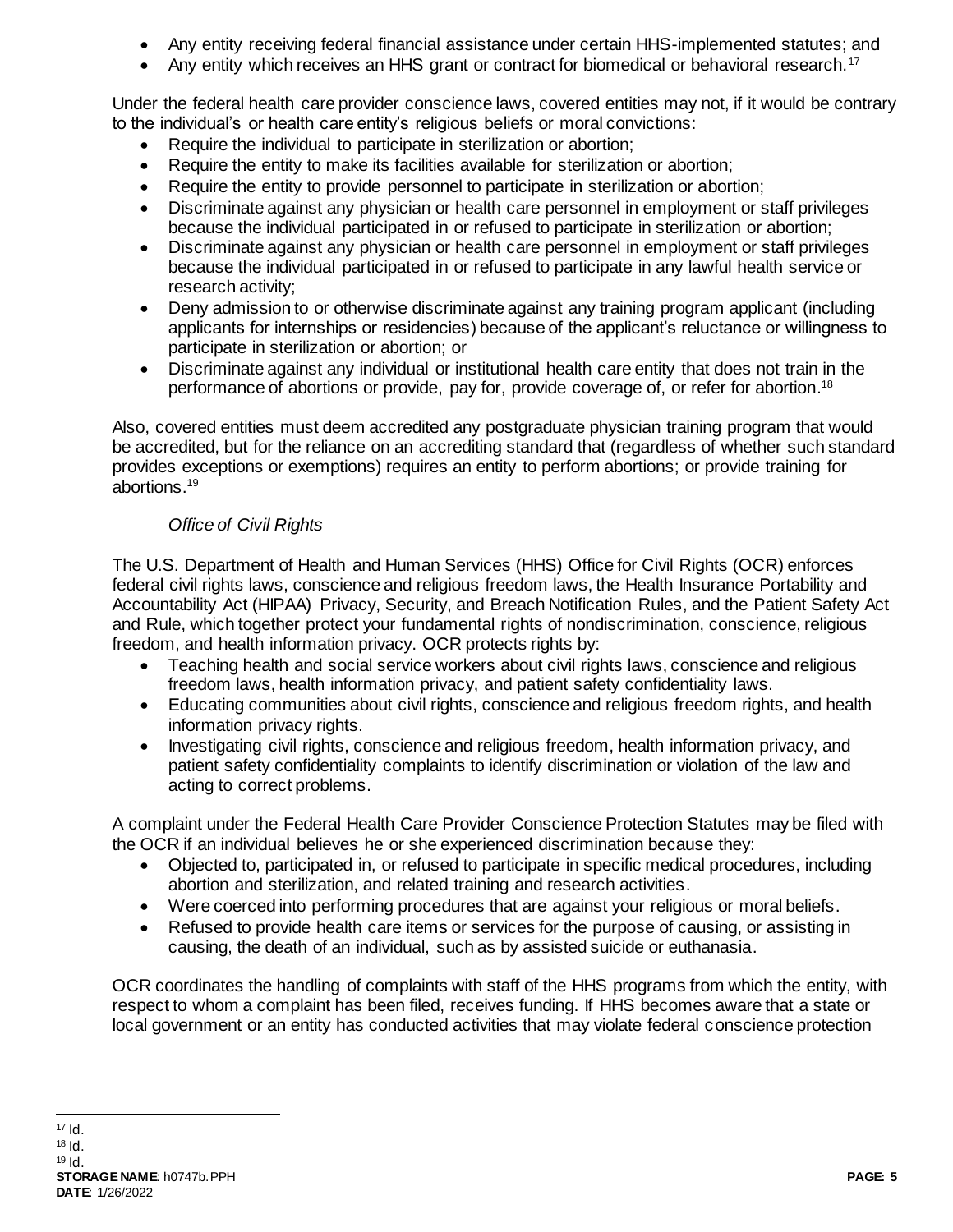- Any entity receiving federal financial assistance under certain HHS-implemented statutes; and
- Any entity which receives an HHS grant or contract for biomedical or behavioral research.[17]

Under the federal health care provider conscience laws, covered entities may not, if it would be contrary to the individual's or health care entity's religious beliefs or moral convictions:

- Require the individual to participate in sterilization or abortion;
- Require the entity to make its facilities available for sterilization or abortion;
- Require the entity to provide personnel to participate in sterilization or abortion;
- Discriminate against any physician or health care personnel in employment or staff privileges because the individual participated in or refused to participate in sterilization or abortion;
- Discriminate against any physician or health care personnel in employment or staff privileges because the individual participated in or refused to participate in any lawful health service or research activity;
- Deny admission to or otherwise discriminate against any training program applicant (including applicants for internships or residencies) because of the applicant's reluctance or willingness to participate in sterilization or abortion; or
- Discriminate against any individual or institutional health care entity that does not train in the performance of abortions or provide, pay for, provide coverage of, or refer for abortion.[18]

Also, covered entities must deem accredited any postgraduate physician training program that would be accredited, but for the reliance on an accrediting standard that (regardless of whether such standard provides exceptions or exemptions) requires an entity to perform abortions; or provide training for abortions.[19]

*Office of Civil Rights*

The U.S. Department of Health and Human Services (HHS) Office for Civil Rights (OCR) enforces federal civil rights laws, conscience and religious freedom laws, the Health Insurance Portability and Accountability Act (HIPAA) Privacy, Security, and Breach Notification Rules, and the Patient Safety Act and Rule, which together protect your fundamental rights of nondiscrimination, conscience, religious freedom, and health information privacy. OCR protects rights by:

- Teaching health and social service workers about civil rights laws, conscience and religious freedom laws, health information privacy, and patient safety confidentiality laws.
- Educating communities about civil rights, conscience and religious freedom rights, and health information privacy rights.
- Investigating civil rights, conscience and religious freedom, health information privacy, and patient safety confidentiality complaints to identify discrimination or violation of the law and acting to correct problems.

A complaint under the Federal Health Care Provider Conscience Protection Statutes may be filed with the OCR if an individual believes he or she experienced discrimination because they:

- Objected to, participated in, or refused to participate in specific medical procedures, including abortion and sterilization, and related training and research activities.
- Were coerced into performing procedures that are against your religious or moral beliefs.
- Refused to provide health care items or services for the purpose of causing, or assisting in causing, the death of an individual, such as by assisted suicide or euthanasia.

OCR coordinates the handling of complaints with staff of the HHS programs from which the entity, with respect to whom a complaint has been filed, receives funding. If HHS becomes aware that a state or local government or an entity has conducted activities that may violate federal conscience protection

[17] Id.
[18] Id.
[19] Id.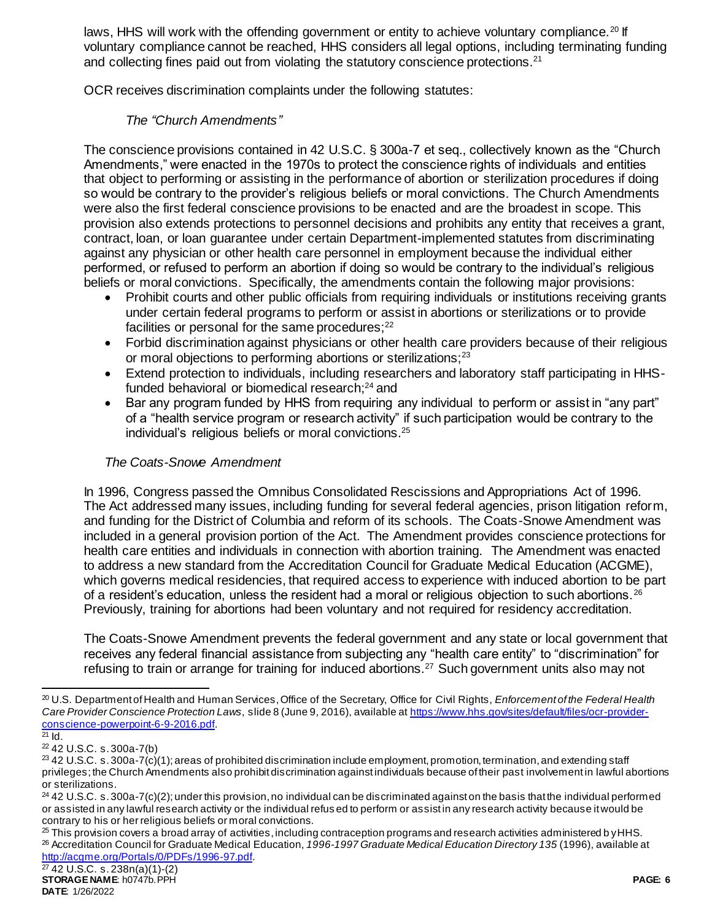laws, HHS will work with the offending government or entity to achieve voluntary compliance.[20] If voluntary compliance cannot be reached, HHS considers all legal options, including terminating funding and collecting fines paid out from violating the statutory conscience protections.[21]

OCR receives discrimination complaints under the following statutes:

*The "Church Amendments"*

The conscience provisions contained in 42 U.S.C. § 300a-7 et seq., collectively known as the "Church Amendments," were enacted in the 1970s to protect the conscience rights of individuals and entities that object to performing or assisting in the performance of abortion or sterilization procedures if doing so would be contrary to the provider's religious beliefs or moral convictions. The Church Amendments were also the first federal conscience provisions to be enacted and are the broadest in scope. This provision also extends protections to personnel decisions and prohibits any entity that receives a grant, contract, loan, or loan guarantee under certain Department-implemented statutes from discriminating against any physician or other health care personnel in employment because the individual either performed, or refused to perform an abortion if doing so would be contrary to the individual's religious beliefs or moral convictions. Specifically, the amendments contain the following major provisions:

- Prohibit courts and other public officials from requiring individuals or institutions receiving grants under certain federal programs to perform or assist in abortions or sterilizations or to provide facilities or personal for the same procedures;[22]
- Forbid discrimination against physicians or other health care providers because of their religious or moral objections to performing abortions or sterilizations;[23]
- Extend protection to individuals, including researchers and laboratory staff participating in HHS-funded behavioral or biomedical research;[24] and
- Bar any program funded by HHS from requiring any individual to perform or assist in "any part" of a "health service program or research activity" if such participation would be contrary to the individual's religious beliefs or moral convictions.[25]

*The Coats-Snowe Amendment*

In 1996, Congress passed the Omnibus Consolidated Rescissions and Appropriations Act of 1996. The Act addressed many issues, including funding for several federal agencies, prison litigation reform, and funding for the District of Columbia and reform of its schools. The Coats-Snowe Amendment was included in a general provision portion of the Act. The Amendment provides conscience protections for health care entities and individuals in connection with abortion training. The Amendment was enacted to address a new standard from the Accreditation Council for Graduate Medical Education (ACGME), which governs medical residencies, that required access to experience with induced abortion to be part of a resident's education, unless the resident had a moral or religious objection to such abortions.[26] Previously, training for abortions had been voluntary and not required for residency accreditation.

The Coats-Snowe Amendment prevents the federal government and any state or local government that receives any federal financial assistance from subjecting any "health care entity" to "discrimination" for refusing to train or arrange for training for induced abortions.[27] Such government units also may not

---

[20] U.S. Department of Health and Human Services, Office of the Secretary, Office for Civil Rights, *Enforcement of the Federal Health Care Provider Conscience Protection Laws*, slide 8 (June 9, 2016), available at https://www.hhs.gov/sites/default/files/ocr-provider-conscience-powerpoint-6-9-2016.pdf.

[21] Id.

[22] 42 U.S.C. s. 300a-7(b)

[23] 42 U.S.C. s. 300a-7(c)(1); areas of prohibited discrimination include employment, promotion, termination, and extending staff privileges; the Church Amendments also prohibit discrimination against individuals because of their past involvement in lawful abortions or sterilizations.

[24] 42 U.S.C. s. 300a-7(c)(2); under this provision, no individual can be discriminated against on the basis that the individual performed or assisted in any lawful research activity or the individual refused to perform or assist in any research activity because it would be contrary to his or her religious beliefs or moral convictions.

[25] This provision covers a broad array of activities, including contraception programs and research activities administered by HHS.

[26] Accreditation Council for Graduate Medical Education, *1996-1997 Graduate Medical Education Directory 135* (1996), available at http://acgme.org/Portals/0/PDFs/1996-97.pdf.

[27] 42 U.S.C. s. 238n(a)(1)-(2)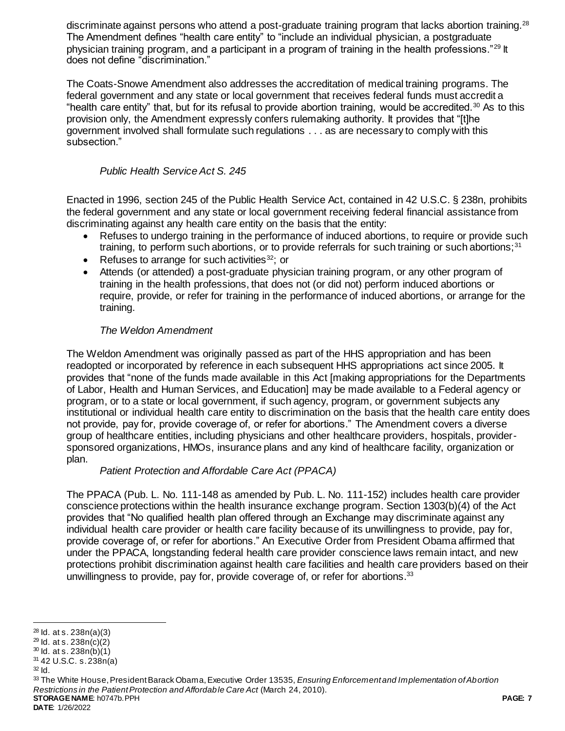discriminate against persons who attend a post-graduate training program that lacks abortion training.[28] The Amendment defines "health care entity" to "include an individual physician, a postgraduate physician training program, and a participant in a program of training in the health professions."[29] It does not define "discrimination."

The Coats-Snowe Amendment also addresses the accreditation of medical training programs. The federal government and any state or local government that receives federal funds must accredit a "health care entity" that, but for its refusal to provide abortion training, would be accredited.[30] As to this provision only, the Amendment expressly confers rulemaking authority. It provides that "[t]he government involved shall formulate such regulations . . . as are necessary to comply with this subsection."

*Public Health Service Act S. 245*

Enacted in 1996, section 245 of the Public Health Service Act, contained in 42 U.S.C. § 238n, prohibits the federal government and any state or local government receiving federal financial assistance from discriminating against any health care entity on the basis that the entity:

- Refuses to undergo training in the performance of induced abortions, to require or provide such training, to perform such abortions, or to provide referrals for such training or such abortions;[31]
- Refuses to arrange for such activities[32]; or
- Attends (or attended) a post-graduate physician training program, or any other program of training in the health professions, that does not (or did not) perform induced abortions or require, provide, or refer for training in the performance of induced abortions, or arrange for the training.

*The Weldon Amendment*

The Weldon Amendment was originally passed as part of the HHS appropriation and has been readopted or incorporated by reference in each subsequent HHS appropriations act since 2005. It provides that "none of the funds made available in this Act [making appropriations for the Departments of Labor, Health and Human Services, and Education] may be made available to a Federal agency or program, or to a state or local government, if such agency, program, or government subjects any institutional or individual health care entity to discrimination on the basis that the health care entity does not provide, pay for, provide coverage of, or refer for abortions." The Amendment covers a diverse group of healthcare entities, including physicians and other healthcare providers, hospitals, provider-sponsored organizations, HMOs, insurance plans and any kind of healthcare facility, organization or plan.

*Patient Protection and Affordable Care Act (PPACA)*

The PPACA (Pub. L. No. 111-148 as amended by Pub. L. No. 111-152) includes health care provider conscience protections within the health insurance exchange program. Section 1303(b)(4) of the Act provides that "No qualified health plan offered through an Exchange may discriminate against any individual health care provider or health care facility because of its unwillingness to provide, pay for, provide coverage of, or refer for abortions." An Executive Order from President Obama affirmed that under the PPACA, longstanding federal health care provider conscience laws remain intact, and new protections prohibit discrimination against health care facilities and health care providers based on their unwillingness to provide, pay for, provide coverage of, or refer for abortions.[33]

---

[28] Id. at s. 238n(a)(3)

[29] Id. at s. 238n(c)(2)

[30] Id. at s. 238n(b)(1)

[31] 42 U.S.C. s. 238n(a)

[32] Id.

[33] The White House, President Barack Obama, Executive Order 13535, *Ensuring Enforcement and Implementation of Abortion Restrictions in the Patient Protection and Affordable Care Act* (March 24, 2010).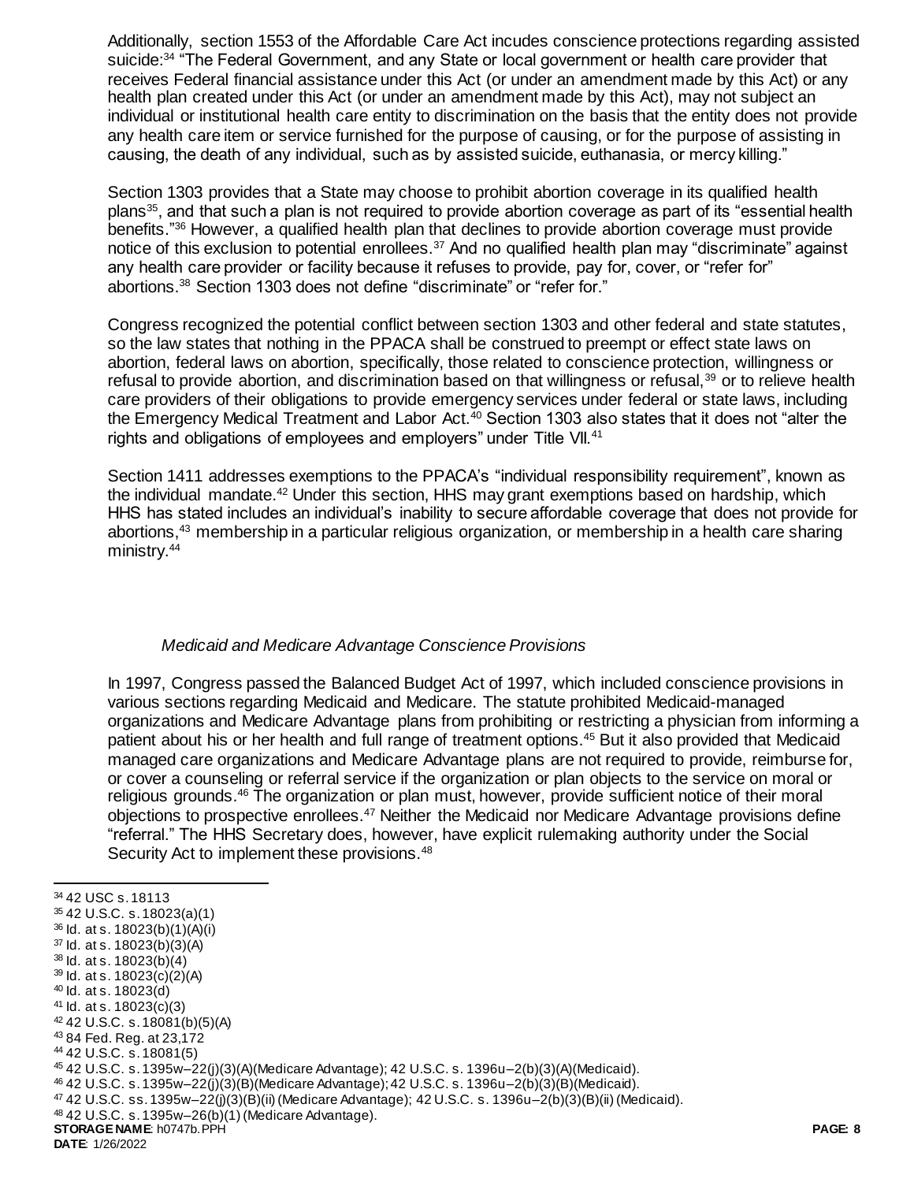Additionally, section 1553 of the Affordable Care Act incudes conscience protections regarding assisted suicide:[34] "The Federal Government, and any State or local government or health care provider that receives Federal financial assistance under this Act (or under an amendment made by this Act) or any health plan created under this Act (or under an amendment made by this Act), may not subject an individual or institutional health care entity to discrimination on the basis that the entity does not provide any health care item or service furnished for the purpose of causing, or for the purpose of assisting in causing, the death of any individual, such as by assisted suicide, euthanasia, or mercy killing."

Section 1303 provides that a State may choose to prohibit abortion coverage in its qualified health plans[35], and that such a plan is not required to provide abortion coverage as part of its "essential health benefits."[36] However, a qualified health plan that declines to provide abortion coverage must provide notice of this exclusion to potential enrollees.[37] And no qualified health plan may "discriminate" against any health care provider or facility because it refuses to provide, pay for, cover, or "refer for" abortions.[38] Section 1303 does not define "discriminate" or "refer for."

Congress recognized the potential conflict between section 1303 and other federal and state statutes, so the law states that nothing in the PPACA shall be construed to preempt or effect state laws on abortion, federal laws on abortion, specifically, those related to conscience protection, willingness or refusal to provide abortion, and discrimination based on that willingness or refusal,[39] or to relieve health care providers of their obligations to provide emergency services under federal or state laws, including the Emergency Medical Treatment and Labor Act.[40] Section 1303 also states that it does not "alter the rights and obligations of employees and employers" under Title VII.[41]

Section 1411 addresses exemptions to the PPACA's "individual responsibility requirement", known as the individual mandate.[42] Under this section, HHS may grant exemptions based on hardship, which HHS has stated includes an individual's inability to secure affordable coverage that does not provide for abortions,[43] membership in a particular religious organization, or membership in a health care sharing ministry.[44]

*Medicaid and Medicare Advantage Conscience Provisions*

In 1997, Congress passed the Balanced Budget Act of 1997, which included conscience provisions in various sections regarding Medicaid and Medicare. The statute prohibited Medicaid-managed organizations and Medicare Advantage plans from prohibiting or restricting a physician from informing a patient about his or her health and full range of treatment options.[45] But it also provided that Medicaid managed care organizations and Medicare Advantage plans are not required to provide, reimburse for, or cover a counseling or referral service if the organization or plan objects to the service on moral or religious grounds.[46] The organization or plan must, however, provide sufficient notice of their moral objections to prospective enrollees.[47] Neither the Medicaid nor Medicare Advantage provisions define "referral." The HHS Secretary does, however, have explicit rulemaking authority under the Social Security Act to implement these provisions.[48]

---

[34] 42 USC s. 18113
[35] 42 U.S.C. s. 18023(a)(1)
[36] Id. at s. 18023(b)(1)(A)(i)
[37] Id. at s. 18023(b)(3)(A)
[38] Id. at s. 18023(b)(4)
[39] Id. at s. 18023(c)(2)(A)
[40] Id. at s. 18023(d)
[41] Id. at s. 18023(c)(3)
[42] 42 U.S.C. s. 18081(b)(5)(A)
[43] 84 Fed. Reg. at 23,172
[44] 42 U.S.C. s. 18081(5)
[45] 42 U.S.C. s. 1395w–22(j)(3)(A)(Medicare Advantage); 42 U.S.C. s. 1396u–2(b)(3)(A)(Medicaid).
[46] 42 U.S.C. s. 1395w–22(j)(3)(B)(Medicare Advantage); 42 U.S.C. s. 1396u–2(b)(3)(B)(Medicaid).
[47] 42 U.S.C. ss. 1395w–22(j)(3)(B)(ii) (Medicare Advantage); 42 U.S.C. s. 1396u–2(b)(3)(B)(ii) (Medicaid).
[48] 42 U.S.C. s. 1395w–26(b)(1) (Medicare Advantage).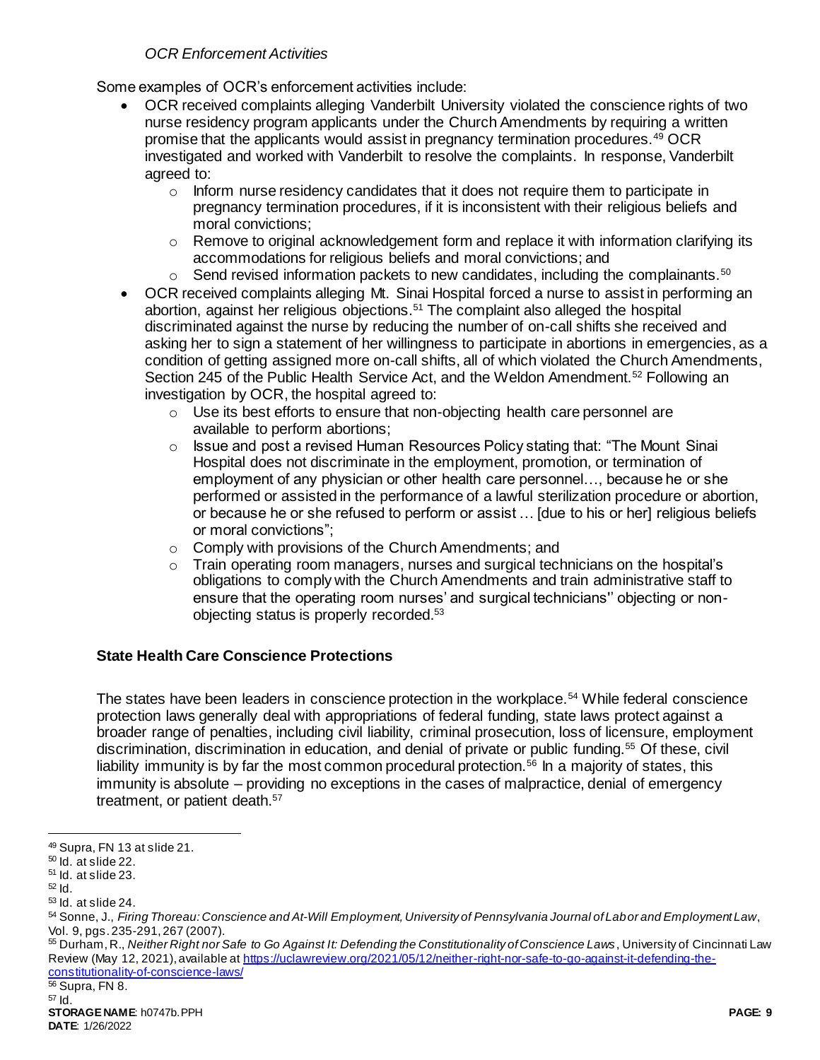*OCR Enforcement Activities*

Some examples of OCR's enforcement activities include:

- OCR received complaints alleging Vanderbilt University violated the conscience rights of two nurse residency program applicants under the Church Amendments by requiring a written promise that the applicants would assist in pregnancy termination procedures.[49] OCR investigated and worked with Vanderbilt to resolve the complaints. In response, Vanderbilt agreed to:
  - Inform nurse residency candidates that it does not require them to participate in pregnancy termination procedures, if it is inconsistent with their religious beliefs and moral convictions;
  - Remove to original acknowledgement form and replace it with information clarifying its accommodations for religious beliefs and moral convictions; and
  - Send revised information packets to new candidates, including the complainants.[50]
- OCR received complaints alleging Mt. Sinai Hospital forced a nurse to assist in performing an abortion, against her religious objections.[51] The complaint also alleged the hospital discriminated against the nurse by reducing the number of on-call shifts she received and asking her to sign a statement of her willingness to participate in abortions in emergencies, as a condition of getting assigned more on-call shifts, all of which violated the Church Amendments, Section 245 of the Public Health Service Act, and the Weldon Amendment.[52] Following an investigation by OCR, the hospital agreed to:
  - Use its best efforts to ensure that non-objecting health care personnel are available to perform abortions;
  - Issue and post a revised Human Resources Policy stating that: "The Mount Sinai Hospital does not discriminate in the employment, promotion, or termination of employment of any physician or other health care personnel…, because he or she performed or assisted in the performance of a lawful sterilization procedure or abortion, or because he or she refused to perform or assist … [due to his or her] religious beliefs or moral convictions";
  - Comply with provisions of the Church Amendments; and
  - Train operating room managers, nurses and surgical technicians on the hospital's obligations to comply with the Church Amendments and train administrative staff to ensure that the operating room nurses' and surgical technicians'' objecting or non-objecting status is properly recorded.[53]

**State Health Care Conscience Protections**

The states have been leaders in conscience protection in the workplace.[54] While federal conscience protection laws generally deal with appropriations of federal funding, state laws protect against a broader range of penalties, including civil liability, criminal prosecution, loss of licensure, employment discrimination, discrimination in education, and denial of private or public funding.[55] Of these, civil liability immunity is by far the most common procedural protection.[56] In a majority of states, this immunity is absolute – providing no exceptions in the cases of malpractice, denial of emergency treatment, or patient death.[57]

---

[49] Supra, FN 13 at slide 21.
[50] Id. at slide 22.
[51] Id. at slide 23.
[52] Id.
[53] Id. at slide 24.
[54] Sonne, J., *Firing Thoreau: Conscience and At-Will Employment, University of Pennsylvania Journal of Labor and Employment Law*, Vol. 9, pgs. 235-291, 267 (2007).
[55] Durham, R., *Neither Right nor Safe to Go Against It: Defending the Constitutionality of Conscience Laws*, University of Cincinnati Law Review (May 12, 2021), available at https://uclawreview.org/2021/05/12/neither-right-nor-safe-to-go-against-it-defending-the-constitutionality-of-conscience-laws/
[56] Supra, FN 8.
[57] Id.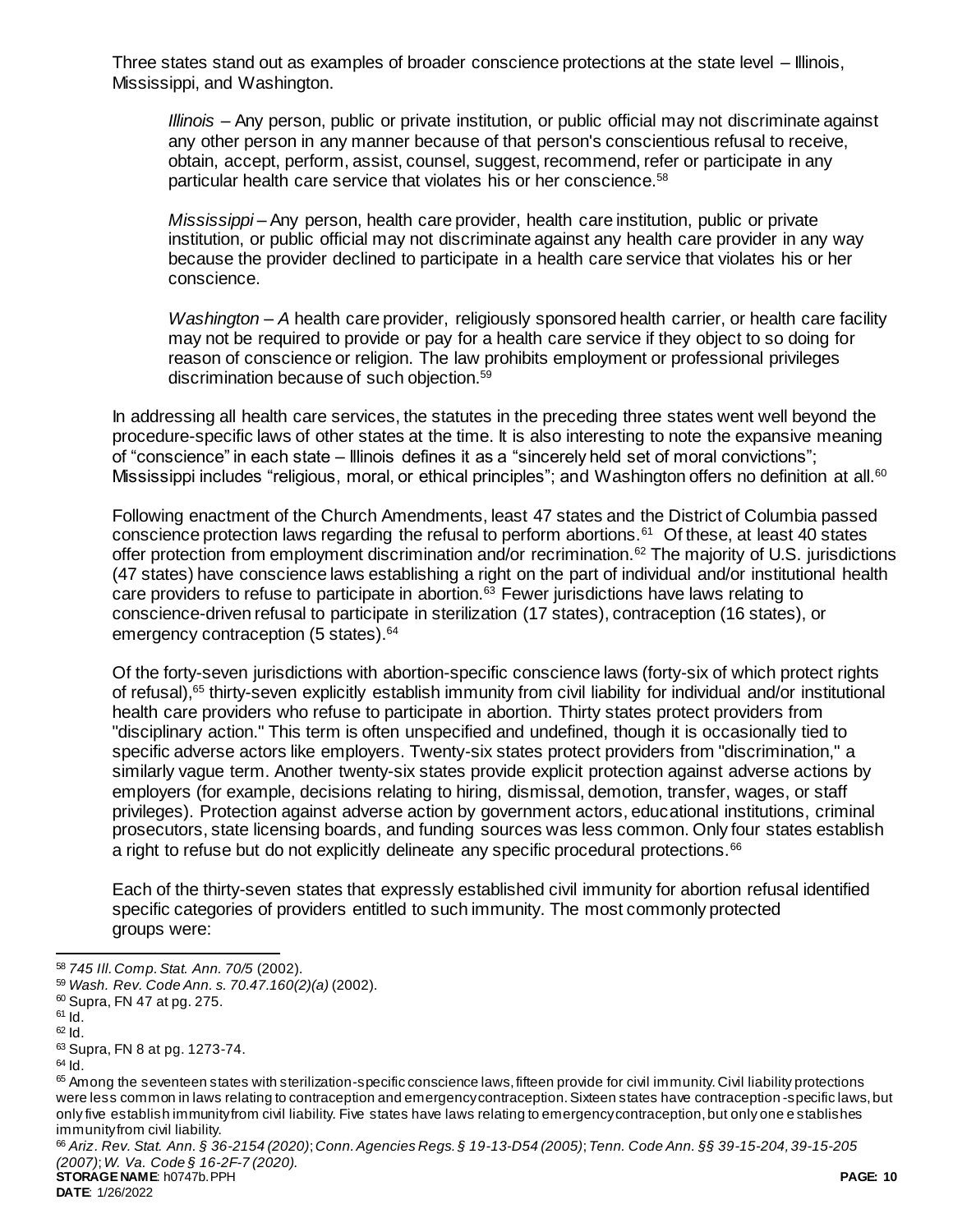Three states stand out as examples of broader conscience protections at the state level – Illinois, Mississippi, and Washington.

> *Illinois* – Any person, public or private institution, or public official may not discriminate against any other person in any manner because of that person's conscientious refusal to receive, obtain, accept, perform, assist, counsel, suggest, recommend, refer or participate in any particular health care service that violates his or her conscience.[58]
>
> *Mississippi* – Any person, health care provider, health care institution, public or private institution, or public official may not discriminate against any health care provider in any way because the provider declined to participate in a health care service that violates his or her conscience.
>
> *Washington* – *A* health care provider, religiously sponsored health carrier, or health care facility may not be required to provide or pay for a health care service if they object to so doing for reason of conscience or religion. The law prohibits employment or professional privileges discrimination because of such objection.[59]

In addressing all health care services, the statutes in the preceding three states went well beyond the procedure-specific laws of other states at the time. It is also interesting to note the expansive meaning of "conscience" in each state – Illinois defines it as a "sincerely held set of moral convictions"; Mississippi includes "religious, moral, or ethical principles"; and Washington offers no definition at all.[60]

Following enactment of the Church Amendments, least 47 states and the District of Columbia passed conscience protection laws regarding the refusal to perform abortions.[61] Of these, at least 40 states offer protection from employment discrimination and/or recrimination.[62] The majority of U.S. jurisdictions (47 states) have conscience laws establishing a right on the part of individual and/or institutional health care providers to refuse to participate in abortion.[63] Fewer jurisdictions have laws relating to conscience-driven refusal to participate in sterilization (17 states), contraception (16 states), or emergency contraception (5 states).[64]

Of the forty-seven jurisdictions with abortion-specific conscience laws (forty-six of which protect rights of refusal),[65] thirty-seven explicitly establish immunity from civil liability for individual and/or institutional health care providers who refuse to participate in abortion. Thirty states protect providers from "disciplinary action." This term is often unspecified and undefined, though it is occasionally tied to specific adverse actors like employers. Twenty-six states protect providers from "discrimination," a similarly vague term. Another twenty-six states provide explicit protection against adverse actions by employers (for example, decisions relating to hiring, dismissal, demotion, transfer, wages, or staff privileges). Protection against adverse action by government actors, educational institutions, criminal prosecutors, state licensing boards, and funding sources was less common. Only four states establish a right to refuse but do not explicitly delineate any specific procedural protections.[66]

Each of the thirty-seven states that expressly established civil immunity for abortion refusal identified specific categories of providers entitled to such immunity. The most commonly protected groups were:

---

[58] *745 Ill. Comp. Stat. Ann. 70/5* (2002).

[59] *Wash. Rev. Code Ann. s. 70.47.160(2)(a)* (2002).

[60] Supra, FN 47 at pg. 275.

[61] Id.

[62] Id.

[63] Supra, FN 8 at pg. 1273-74.

[64] Id.

[65] Among the seventeen states with sterilization-specific conscience laws, fifteen provide for civil immunity. Civil liability protections were less common in laws relating to contraception and emergency contraception. Sixteen states have contraception-specific laws, but only five establish immunity from civil liability. Five states have laws relating to emergency contraception, but only one establishes immunity from civil liability.

[66] *Ariz. Rev. Stat. Ann. § 36-2154 (2020)*; *Conn. Agencies Regs. § 19-13-D54 (2005)*; *Tenn. Code Ann. §§ 39-15-204, 39-15-205 (2007)*; *W. Va. Code § 16-2F-7 (2020).*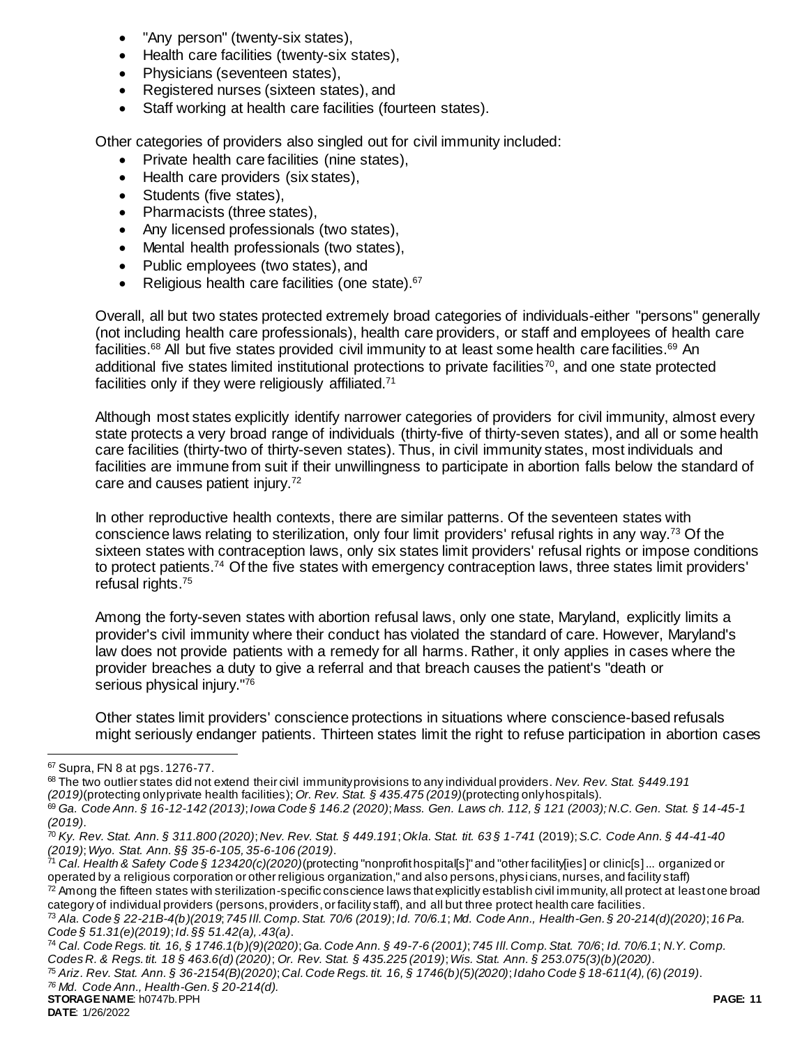- "Any person" (twenty-six states),
- Health care facilities (twenty-six states),
- Physicians (seventeen states),
- Registered nurses (sixteen states), and
- Staff working at health care facilities (fourteen states).

Other categories of providers also singled out for civil immunity included:

- Private health care facilities (nine states),
- Health care providers (six states),
- Students (five states),
- Pharmacists (three states),
- Any licensed professionals (two states),
- Mental health professionals (two states),
- Public employees (two states), and
- Religious health care facilities (one state).[67]

Overall, all but two states protected extremely broad categories of individuals-either "persons" generally (not including health care professionals), health care providers, or staff and employees of health care facilities.[68] All but five states provided civil immunity to at least some health care facilities.[69] An additional five states limited institutional protections to private facilities[70], and one state protected facilities only if they were religiously affiliated.[71]

Although most states explicitly identify narrower categories of providers for civil immunity, almost every state protects a very broad range of individuals (thirty-five of thirty-seven states), and all or some health care facilities (thirty-two of thirty-seven states). Thus, in civil immunity states, most individuals and facilities are immune from suit if their unwillingness to participate in abortion falls below the standard of care and causes patient injury.[72]

In other reproductive health contexts, there are similar patterns. Of the seventeen states with conscience laws relating to sterilization, only four limit providers' refusal rights in any way.[73] Of the sixteen states with contraception laws, only six states limit providers' refusal rights or impose conditions to protect patients.[74] Of the five states with emergency contraception laws, three states limit providers' refusal rights.[75]

Among the forty-seven states with abortion refusal laws, only one state, Maryland, explicitly limits a provider's civil immunity where their conduct has violated the standard of care. However, Maryland's law does not provide patients with a remedy for all harms. Rather, it only applies in cases where the provider breaches a duty to give a referral and that breach causes the patient's "death or serious physical injury."[76]

Other states limit providers' conscience protections in situations where conscience-based refusals might seriously endanger patients. Thirteen states limit the right to refuse participation in abortion cases

---

[67] Supra, FN 8 at pgs. 1276-77.

[68] The two outlier states did not extend their civil immunity provisions to any individual providers. *Nev. Rev. Stat. §449.191 (2019)*(protecting only private health facilities); *Or. Rev. Stat. § 435.475 (2019)*(protecting only hospitals).

[69] *Ga. Code Ann. § 16-12-142 (2013)*; *Iowa Code § 146.2 (2020)*; *Mass. Gen. Laws ch. 112, § 121 (2003); N.C. Gen. Stat. § 14-45-1 (2019)*.

[70] *Ky. Rev. Stat. Ann. § 311.800 (2020)*; *Nev. Rev. Stat. § 449.191*; *Okla. Stat. tit. 63 § 1-741* (2019); *S.C. Code Ann. § 44-41-40 (2019)*; *Wyo. Stat. Ann. §§ 35-6-105, 35-6-106 (2019)*.

[71] *Cal. Health & Safety Code § 123420(c)(2020)*(protecting "nonprofit hospital[s]" and "other facility[ies] or clinic[s] ... organized or operated by a religious corporation or other religious organization," and also persons, physicians, nurses, and facility staff)

[72] Among the fifteen states with sterilization-specific conscience laws that explicitly establish civil immunity, all protect at least one broad category of individual providers (persons, providers, or facility staff), and all but three protect health care facilities.

[73] *Ala. Code § 22-21B-4(b)(2019*; *745 Ill. Comp. Stat. 70/6 (2019)*; *Id. 70/6.1*; *Md. Code Ann., Health-Gen. § 20-214(d)(2020)*; *16 Pa. Code § 51.31(e)(2019)*; *Id. §§ 51.42(a), .43(a)*.

[74] *Cal. Code Regs. tit. 16, § 1746.1(b)(9)(2020)*; *Ga. Code Ann. § 49-7-6 (2001)*; *745 Ill. Comp. Stat. 70/6*; *Id. 70/6.1*; *N.Y. Comp. Codes R. & Regs. tit. 18 § 463.6(d) (2020)*; *Or. Rev. Stat. § 435.225 (2019)*; *Wis. Stat. Ann. § 253.075(3)(b)(2020)*.

[75] *Ariz. Rev. Stat. Ann. § 36-2154(B)(2020)*; *Cal. Code Regs. tit. 16, § 1746(b)(5)(2020)*; *Idaho Code § 18-611(4), (6) (2019)*.

[76] *Md. Code Ann., Health-Gen. § 20-214(d).*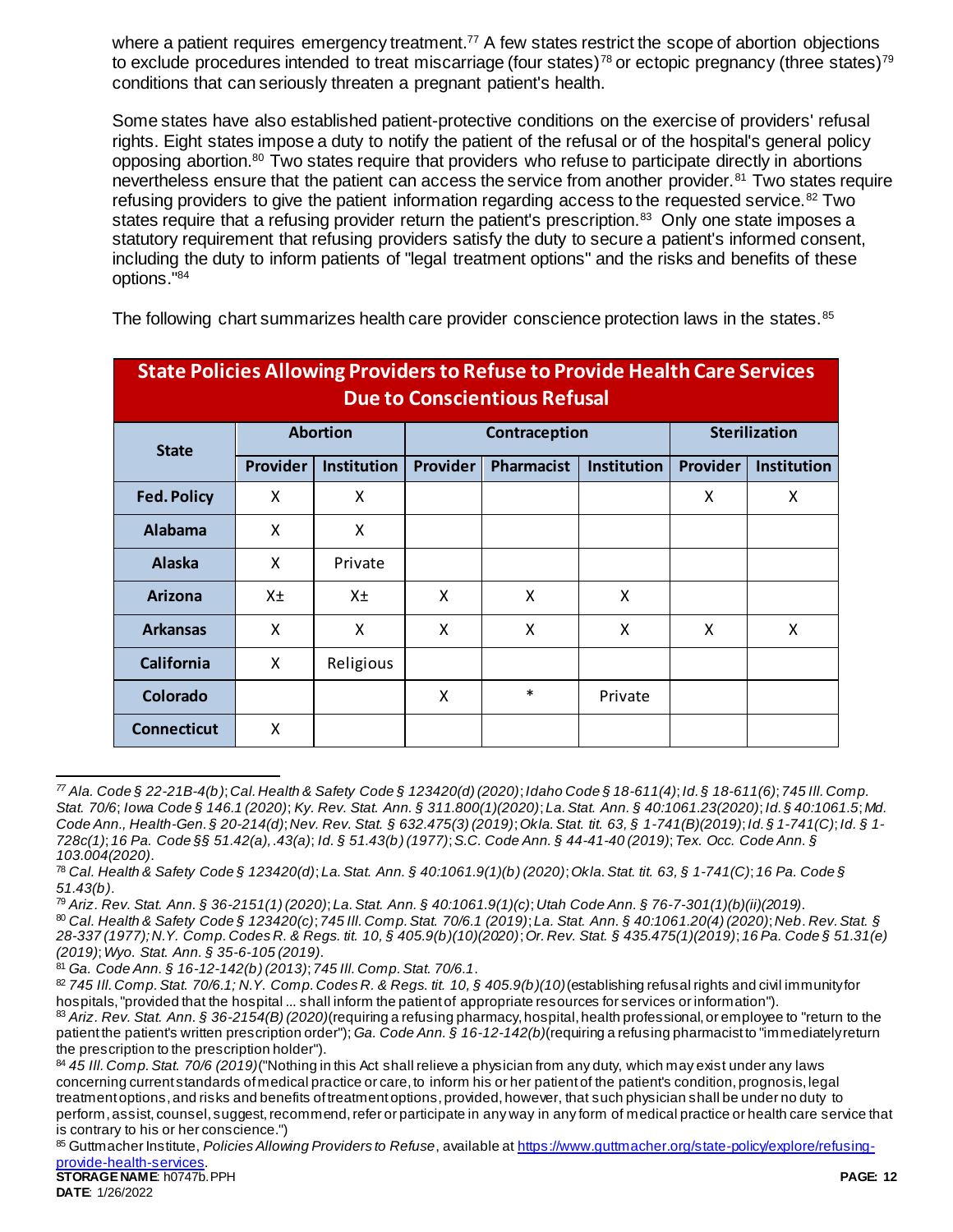where a patient requires emergency treatment.[77] A few states restrict the scope of abortion objections to exclude procedures intended to treat miscarriage (four states)[78] or ectopic pregnancy (three states)[79] conditions that can seriously threaten a pregnant patient's health.

Some states have also established patient-protective conditions on the exercise of providers' refusal rights. Eight states impose a duty to notify the patient of the refusal or of the hospital's general policy opposing abortion.[80] Two states require that providers who refuse to participate directly in abortions nevertheless ensure that the patient can access the service from another provider.[81] Two states require refusing providers to give the patient information regarding access to the requested service.[82] Two states require that a refusing provider return the patient's prescription.[83] Only one state imposes a statutory requirement that refusing providers satisfy the duty to secure a patient's informed consent, including the duty to inform patients of "legal treatment options" and the risks and benefits of these options."[84]

The following chart summarizes health care provider conscience protection laws in the states.[85]

**State Policies Allowing Providers to Refuse to Provide Health Care Services Due to Conscientious Refusal**

| State | Abortion | | Contraception | | | Sterilization | |
|---|---|---|---|---|---|---|---|
| | Provider | Institution | Provider | Pharmacist | Institution | Provider | Institution |
| **Fed. Policy** | X | X | | | | X | X |
| **Alabama** | X | X | | | | | |
| **Alaska** | X | Private | | | | | |
| **Arizona** | X± | X± | X | X | X | | |
| **Arkansas** | X | X | X | X | X | X | X |
| **California** | X | Religious | | | | | |
| **Colorado** | | | X | * | Private | | |
| **Connecticut** | X | | | | | | |

---

[77] *Ala. Code § 22-21B-4(b)*; *Cal. Health & Safety Code § 123420(d) (2020)*; *Idaho Code § 18-611(4)*; *Id. § 18-611(6)*; *745 Ill. Comp. Stat. 70/6*; *Iowa Code § 146.1 (2020)*; *Ky. Rev. Stat. Ann. § 311.800(1)(2020)*; *La. Stat. Ann. § 40:1061.23(2020)*; *Id. § 40:1061.5*; *Md. Code Ann., Health-Gen. § 20-214(d)*; *Nev. Rev. Stat. § 632.475(3) (2019)*; *Okla. Stat. tit. 63, § 1-741(B)(2019)*; *Id. § 1-741(C)*; *Id. § 1-728c(1)*; *16 Pa. Code §§ 51.42(a), .43(a)*; *Id. § 51.43(b) (1977)*; *S.C. Code Ann. § 44-41-40 (2019)*; *Tex. Occ. Code Ann. § 103.004(2020)*.

[78] *Cal. Health & Safety Code § 123420(d)*; *La. Stat. Ann. § 40:1061.9(1)(b) (2020)*; *Okla. Stat. tit. 63, § 1-741(C)*; *16 Pa. Code § 51.43(b)*.

[79] *Ariz. Rev. Stat. Ann. § 36-2151(1) (2020)*; *La. Stat. Ann. § 40:1061.9(1)(c)*; *Utah Code Ann. § 76-7-301(1)(b)(ii)(2019)*.

[80] *Cal. Health & Safety Code § 123420(c)*; *745 Ill. Comp. Stat. 70/6.1 (2019)*; *La. Stat. Ann. § 40:1061.20(4) (2020)*; *Neb. Rev. Stat. § 28-337 (1977); N.Y. Comp. Codes R. & Regs. tit. 10, § 405.9(b)(10)(2020)*; *Or. Rev. Stat. § 435.475(1)(2019)*; *16 Pa. Code § 51.31(e) (2019)*; *Wyo. Stat. Ann. § 35-6-105 (2019)*.

[81] *Ga. Code Ann. § 16-12-142(b) (2013)*; *745 Ill. Comp. Stat. 70/6.1*.

[82] *745 Ill. Comp. Stat. 70/6.1; N.Y. Comp. Codes R. & Regs. tit. 10, § 405.9(b)(10)* (establishing refusal rights and civil immunity for hospitals, "provided that the hospital ... shall inform the patient of appropriate resources for services or information").

[83] *Ariz. Rev. Stat. Ann. § 36-2154(B) (2020)* (requiring a refusing pharmacy, hospital, health professional, or employee to "return to the patient the patient's written prescription order"); *Ga. Code Ann. § 16-12-142(b)* (requiring a refusing pharmacist to "immediately return the prescription to the prescription holder").

[84] *45 Ill. Comp. Stat. 70/6 (2019)* ("Nothing in this Act shall relieve a physician from any duty, which may exist under any laws concerning current standards of medical practice or care, to inform his or her patient of the patient's condition, prognosis, legal treatment options, and risks and benefits of treatment options, provided, however, that such physician shall be under no duty to perform, assist, counsel, suggest, recommend, refer or participate in any way in any form of medical practice or health care service that is contrary to his or her conscience.")

[85] Guttmacher Institute, *Policies Allowing Providers to Refuse*, available at https://www.guttmacher.org/state-policy/explore/refusing-provide-health-services.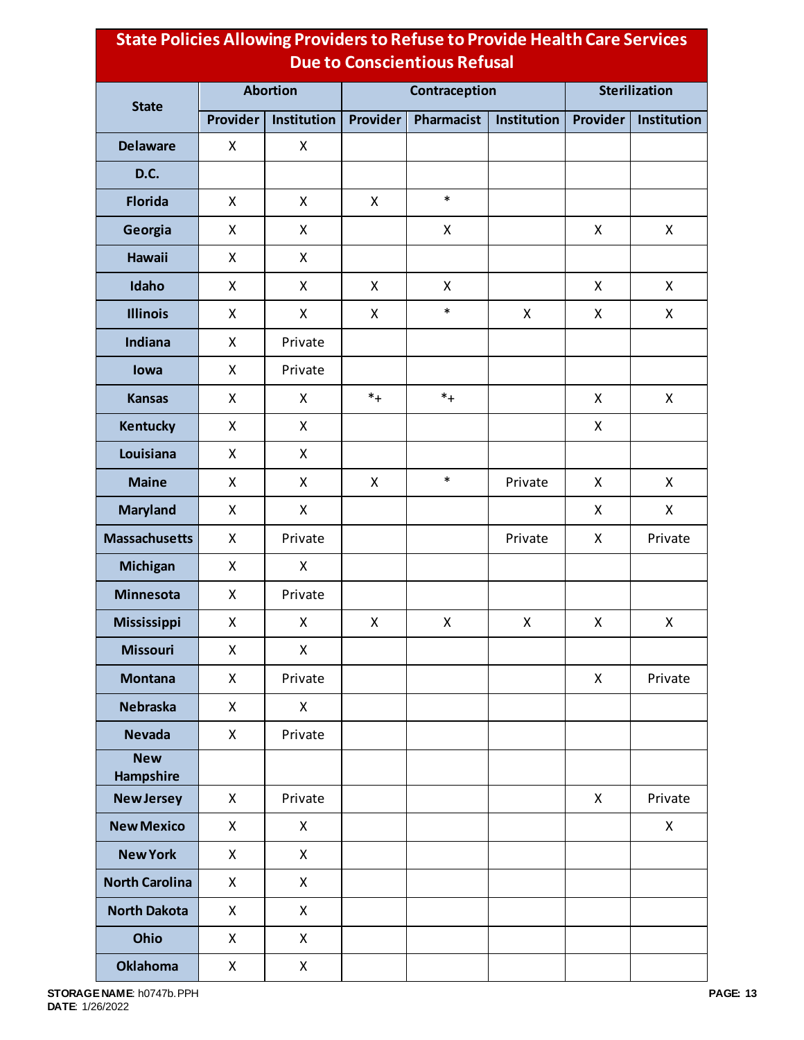## State Policies Allowing Providers to Refuse to Provide Health Care Services Due to Conscientious Refusal

| State | Abortion | | Contraception | | | Sterilization | |
|---|---|---|---|---|---|---|---|
| | Provider | Institution | Provider | Pharmacist | Institution | Provider | Institution |
| Delaware | X | X | | | | | |
| D.C. | | | | | | | |
| Florida | X | X | X | * | | | |
| Georgia | X | X | | X | | X | X |
| Hawaii | X | X | | | | | |
| Idaho | X | X | X | X | | X | X |
| Illinois | X | X | X | * | X | X | X |
| Indiana | X | Private | | | | | |
| Iowa | X | Private | | | | | |
| Kansas | X | X | *+ | *+ | | X | X |
| Kentucky | X | X | | | | X | |
| Louisiana | X | X | | | | | |
| Maine | X | X | X | * | Private | X | X |
| Maryland | X | X | | | | X | X |
| Massachusetts | X | Private | | | Private | X | Private |
| Michigan | X | X | | | | | |
| Minnesota | X | Private | | | | | |
| Mississippi | X | X | X | X | X | X | X |
| Missouri | X | X | | | | | |
| Montana | X | Private | | | | X | Private |
| Nebraska | X | X | | | | | |
| Nevada | X | Private | | | | | |
| New Hampshire | | | | | | | |
| New Jersey | X | Private | | | | X | Private |
| New Mexico | X | X | | | | | X |
| New York | X | X | | | | | |
| North Carolina | X | X | | | | | |
| North Dakota | X | X | | | | | |
| Ohio | X | X | | | | | |
| Oklahoma | X | X | | | | | |

**STORAGE NAME**: h0747b.PPH
**DATE**: 1/26/2022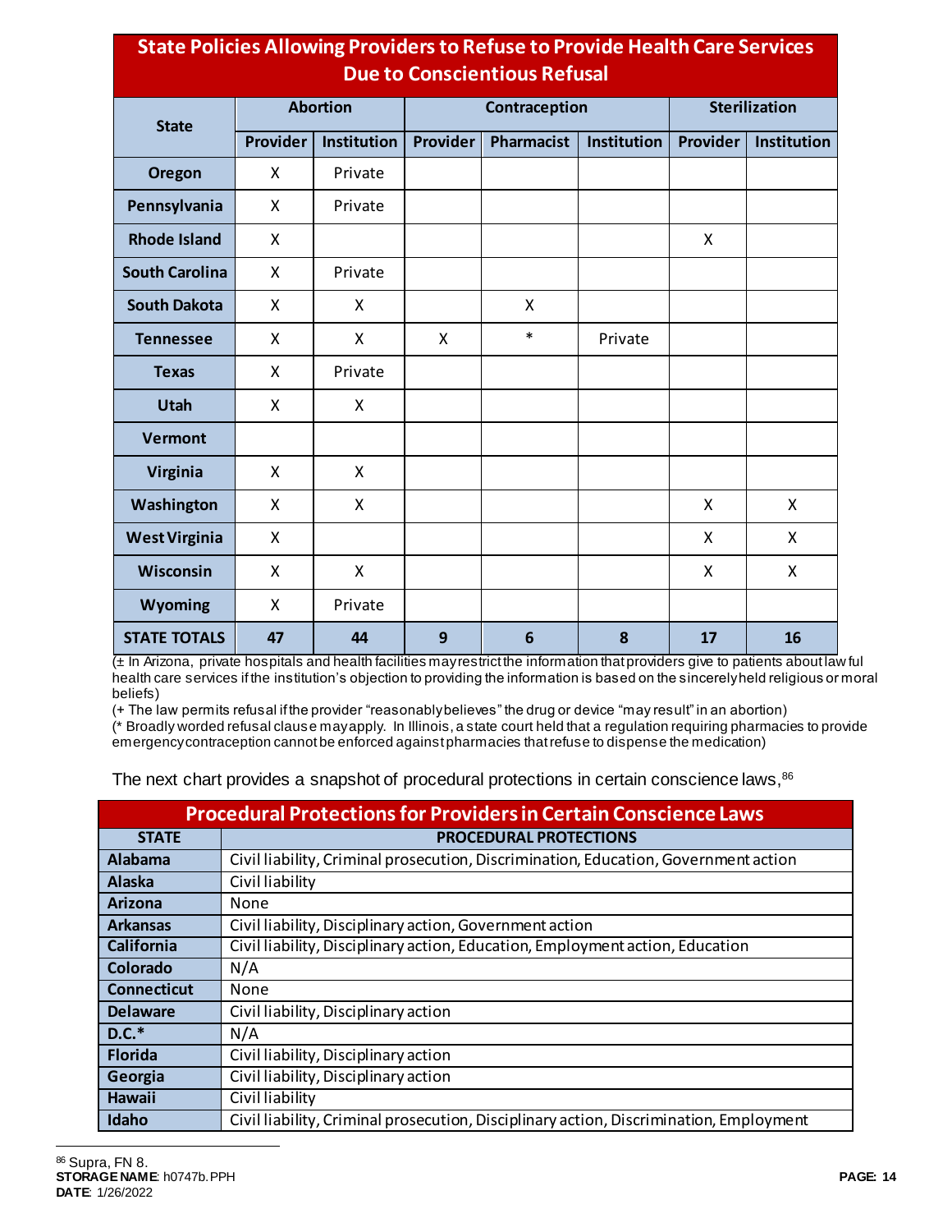| State | Abortion | | Contraception | | | Sterilization | |
|---|---|---|---|---|---|---|---|
| | Provider | Institution | Provider | Pharmacist | Institution | Provider | Institution |
| Oregon | X | Private | | | | | |
| Pennsylvania | X | Private | | | | | |
| Rhode Island | X | | | | | X | |
| South Carolina | X | Private | | | | | |
| South Dakota | X | X | | X | | | |
| Tennessee | X | X | X | * | Private | | |
| Texas | X | Private | | | | | |
| Utah | X | X | | | | | |
| Vermont | | | | | | | |
| Virginia | X | X | | | | | |
| Washington | X | X | | | | X | X |
| West Virginia | X | | | | | X | X |
| Wisconsin | X | X | | | | X | X |
| Wyoming | X | Private | | | | | |
| **STATE TOTALS** | **47** | **44** | **9** | **6** | **8** | **17** | **16** |

(± In Arizona, private hospitals and health facilities may restrict the information that providers give to patients about lawful health care services if the institution's objection to providing the information is based on the sincerely held religious or moral beliefs)
(+ The law permits refusal if the provider "reasonably believes" the drug or device "may result" in an abortion)
(* Broadly worded refusal clause may apply. In Illinois, a state court held that a regulation requiring pharmacies to provide emergency contraception cannot be enforced against pharmacies that refuse to dispense the medication)

The next chart provides a snapshot of procedural protections in certain conscience laws,[86]

**Procedural Protections for Providers in Certain Conscience Laws**

| STATE | PROCEDURAL PROTECTIONS |
|---|---|
| Alabama | Civil liability, Criminal prosecution, Discrimination, Education, Government action |
| Alaska | Civil liability |
| Arizona | None |
| Arkansas | Civil liability, Disciplinary action, Government action |
| California | Civil liability, Disciplinary action, Education, Employment action, Education |
| Colorado | N/A |
| Connecticut | None |
| Delaware | Civil liability, Disciplinary action |
| D.C.* | N/A |
| Florida | Civil liability, Disciplinary action |
| Georgia | Civil liability, Disciplinary action |
| Hawaii | Civil liability |
| Idaho | Civil liability, Criminal prosecution, Disciplinary action, Discrimination, Employment |

[86] Supra, FN 8.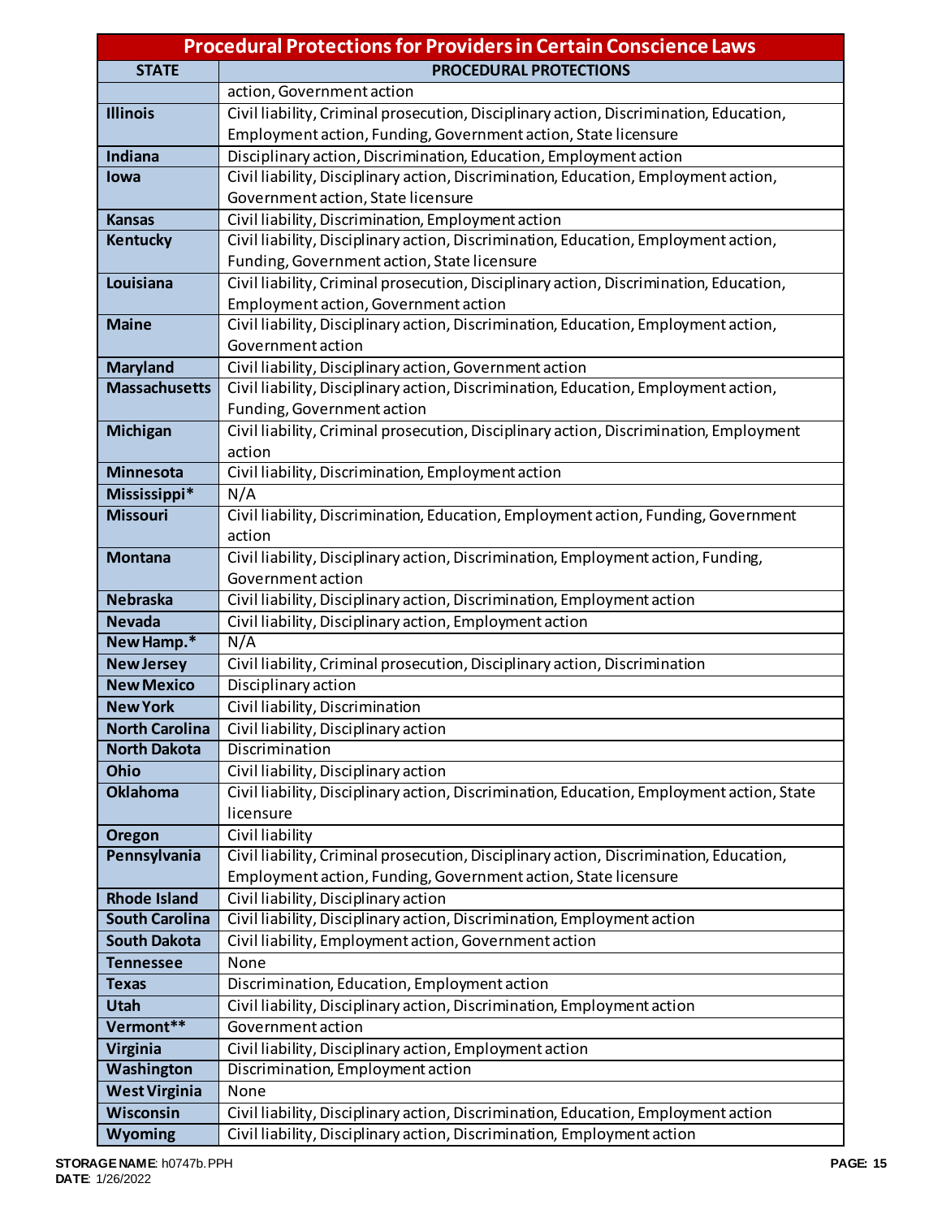| Procedural Protections for Providers in Certain Conscience Laws | |
|---|---|
| **STATE** | **PROCEDURAL PROTECTIONS** |
| | action, Government action |
| **Illinois** | Civil liability, Criminal prosecution, Disciplinary action, Discrimination, Education, Employment action, Funding, Government action, State licensure |
| **Indiana** | Disciplinary action, Discrimination, Education, Employment action |
| **Iowa** | Civil liability, Disciplinary action, Discrimination, Education, Employment action, Government action, State licensure |
| **Kansas** | Civil liability, Discrimination, Employment action |
| **Kentucky** | Civil liability, Disciplinary action, Discrimination, Education, Employment action, Funding, Government action, State licensure |
| **Louisiana** | Civil liability, Criminal prosecution, Disciplinary action, Discrimination, Education, Employment action, Government action |
| **Maine** | Civil liability, Disciplinary action, Discrimination, Education, Employment action, Government action |
| **Maryland** | Civil liability, Disciplinary action, Government action |
| **Massachusetts** | Civil liability, Disciplinary action, Discrimination, Education, Employment action, Funding, Government action |
| **Michigan** | Civil liability, Criminal prosecution, Disciplinary action, Discrimination, Employment action |
| **Minnesota** | Civil liability, Discrimination, Employment action |
| **Mississippi*** | N/A |
| **Missouri** | Civil liability, Discrimination, Education, Employment action, Funding, Government action |
| **Montana** | Civil liability, Disciplinary action, Discrimination, Employment action, Funding, Government action |
| **Nebraska** | Civil liability, Disciplinary action, Discrimination, Employment action |
| **Nevada** | Civil liability, Disciplinary action, Employment action |
| **New Hamp.*** | N/A |
| **New Jersey** | Civil liability, Criminal prosecution, Disciplinary action, Discrimination |
| **New Mexico** | Disciplinary action |
| **New York** | Civil liability, Discrimination |
| **North Carolina** | Civil liability, Disciplinary action |
| **North Dakota** | Discrimination |
| **Ohio** | Civil liability, Disciplinary action |
| **Oklahoma** | Civil liability, Disciplinary action, Discrimination, Education, Employment action, State licensure |
| **Oregon** | Civil liability |
| **Pennsylvania** | Civil liability, Criminal prosecution, Disciplinary action, Discrimination, Education, Employment action, Funding, Government action, State licensure |
| **Rhode Island** | Civil liability, Disciplinary action |
| **South Carolina** | Civil liability, Disciplinary action, Discrimination, Employment action |
| **South Dakota** | Civil liability, Employment action, Government action |
| **Tennessee** | None |
| **Texas** | Discrimination, Education, Employment action |
| **Utah** | Civil liability, Disciplinary action, Discrimination, Employment action |
| **Vermont**** | Government action |
| **Virginia** | Civil liability, Disciplinary action, Employment action |
| **Washington** | Discrimination, Employment action |
| **West Virginia** | None |
| **Wisconsin** | Civil liability, Disciplinary action, Discrimination, Education, Employment action |
| **Wyoming** | Civil liability, Disciplinary action, Discrimination, Employment action |

**STORAGE NAME**: h0747b.PPH
**DATE**: 1/26/2022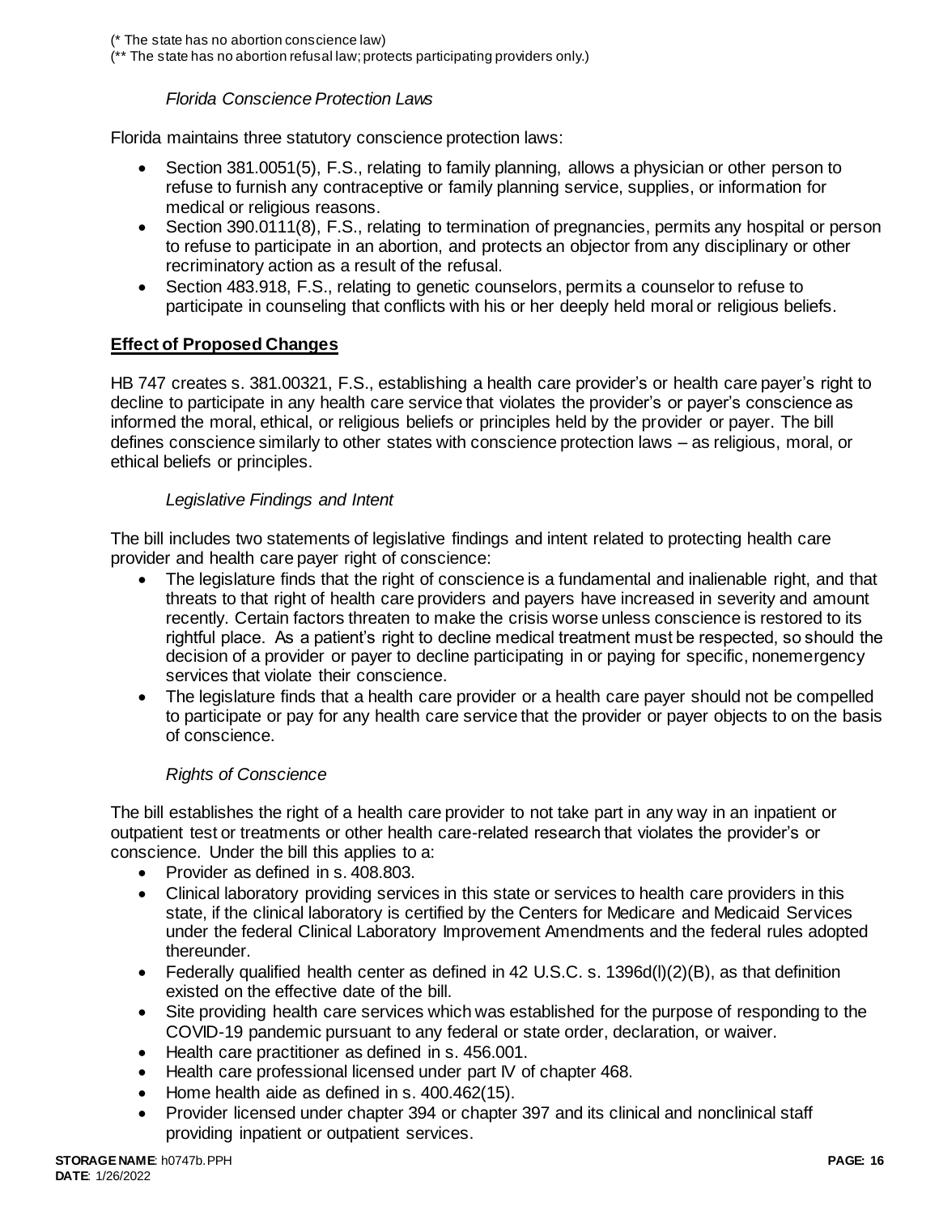(* The state has no abortion conscience law)
(** The state has no abortion refusal law; protects participating providers only.)

*Florida Conscience Protection Laws*

Florida maintains three statutory conscience protection laws:

- Section 381.0051(5), F.S., relating to family planning, allows a physician or other person to refuse to furnish any contraceptive or family planning service, supplies, or information for medical or religious reasons.
- Section 390.0111(8), F.S., relating to termination of pregnancies, permits any hospital or person to refuse to participate in an abortion, and protects an objector from any disciplinary or other recriminatory action as a result of the refusal.
- Section 483.918, F.S., relating to genetic counselors, permits a counselor to refuse to participate in counseling that conflicts with his or her deeply held moral or religious beliefs.

**Effect of Proposed Changes**

HB 747 creates s. 381.00321, F.S., establishing a health care provider's or health care payer's right to decline to participate in any health care service that violates the provider's or payer's conscience as informed the moral, ethical, or religious beliefs or principles held by the provider or payer. The bill defines conscience similarly to other states with conscience protection laws – as religious, moral, or ethical beliefs or principles.

*Legislative Findings and Intent*

The bill includes two statements of legislative findings and intent related to protecting health care provider and health care payer right of conscience:

- The legislature finds that the right of conscience is a fundamental and inalienable right, and that threats to that right of health care providers and payers have increased in severity and amount recently. Certain factors threaten to make the crisis worse unless conscience is restored to its rightful place. As a patient's right to decline medical treatment must be respected, so should the decision of a provider or payer to decline participating in or paying for specific, nonemergency services that violate their conscience.
- The legislature finds that a health care provider or a health care payer should not be compelled to participate or pay for any health care service that the provider or payer objects to on the basis of conscience.

*Rights of Conscience*

The bill establishes the right of a health care provider to not take part in any way in an inpatient or outpatient test or treatments or other health care-related research that violates the provider's or conscience. Under the bill this applies to a:

- Provider as defined in s. 408.803.
- Clinical laboratory providing services in this state or services to health care providers in this state, if the clinical laboratory is certified by the Centers for Medicare and Medicaid Services under the federal Clinical Laboratory Improvement Amendments and the federal rules adopted thereunder.
- Federally qualified health center as defined in 42 U.S.C. s. 1396d(l)(2)(B), as that definition existed on the effective date of the bill.
- Site providing health care services which was established for the purpose of responding to the COVID-19 pandemic pursuant to any federal or state order, declaration, or waiver.
- Health care practitioner as defined in s. 456.001.
- Health care professional licensed under part IV of chapter 468.
- Home health aide as defined in s. 400.462(15).
- Provider licensed under chapter 394 or chapter 397 and its clinical and nonclinical staff providing inpatient or outpatient services.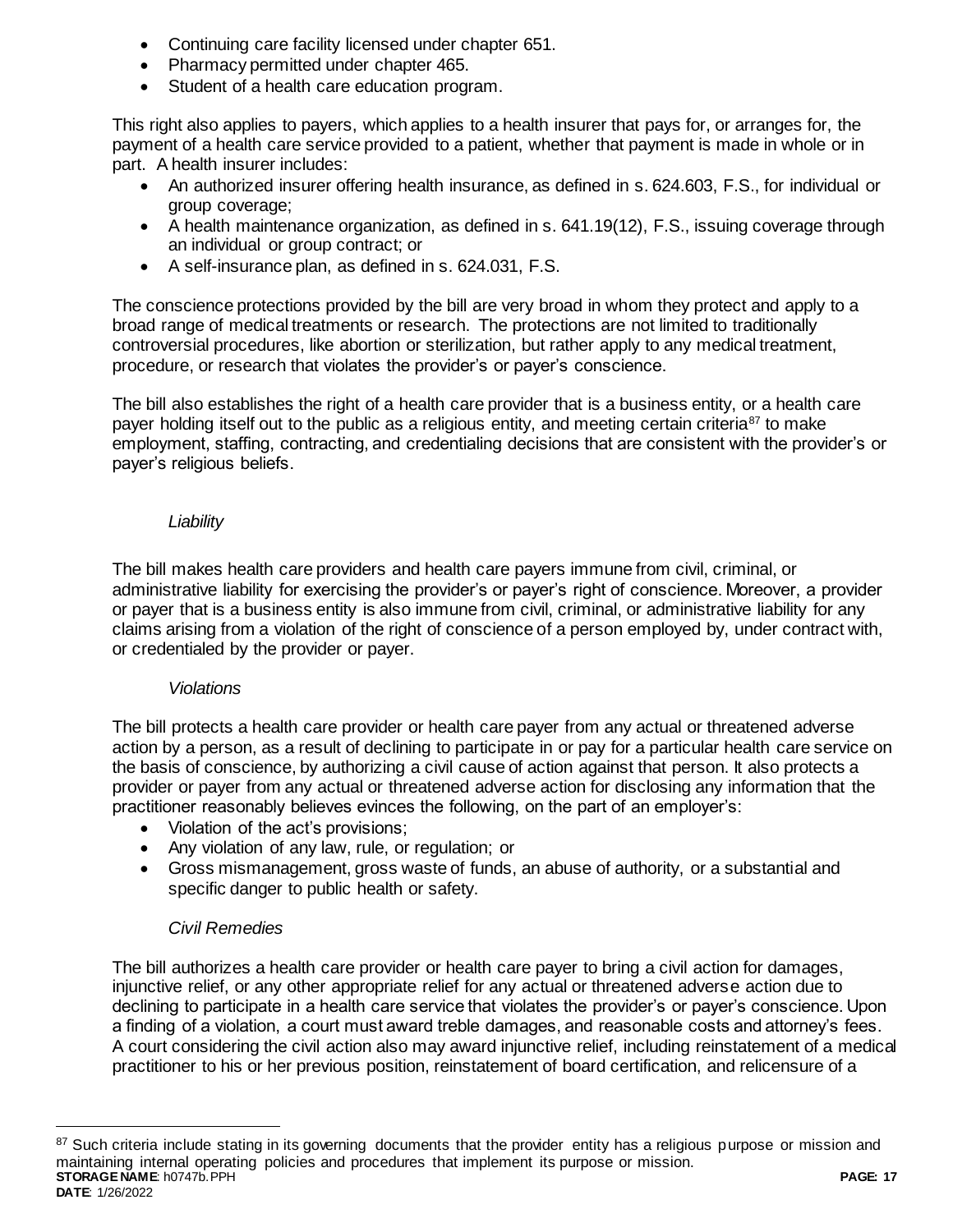- Continuing care facility licensed under chapter 651.
- Pharmacy permitted under chapter 465.
- Student of a health care education program.

This right also applies to payers, which applies to a health insurer that pays for, or arranges for, the payment of a health care service provided to a patient, whether that payment is made in whole or in part. A health insurer includes:

- An authorized insurer offering health insurance, as defined in s. 624.603, F.S., for individual or group coverage;
- A health maintenance organization, as defined in s. 641.19(12), F.S., issuing coverage through an individual or group contract; or
- A self-insurance plan, as defined in s. 624.031, F.S.

The conscience protections provided by the bill are very broad in whom they protect and apply to a broad range of medical treatments or research. The protections are not limited to traditionally controversial procedures, like abortion or sterilization, but rather apply to any medical treatment, procedure, or research that violates the provider's or payer's conscience.

The bill also establishes the right of a health care provider that is a business entity, or a health care payer holding itself out to the public as a religious entity, and meeting certain criteria[87] to make employment, staffing, contracting, and credentialing decisions that are consistent with the provider's or payer's religious beliefs.

*Liability*

The bill makes health care providers and health care payers immune from civil, criminal, or administrative liability for exercising the provider's or payer's right of conscience. Moreover, a provider or payer that is a business entity is also immune from civil, criminal, or administrative liability for any claims arising from a violation of the right of conscience of a person employed by, under contract with, or credentialed by the provider or payer.

*Violations*

The bill protects a health care provider or health care payer from any actual or threatened adverse action by a person, as a result of declining to participate in or pay for a particular health care service on the basis of conscience, by authorizing a civil cause of action against that person. It also protects a provider or payer from any actual or threatened adverse action for disclosing any information that the practitioner reasonably believes evinces the following, on the part of an employer's:

- Violation of the act's provisions;
- Any violation of any law, rule, or regulation; or
- Gross mismanagement, gross waste of funds, an abuse of authority, or a substantial and specific danger to public health or safety.

*Civil Remedies*

The bill authorizes a health care provider or health care payer to bring a civil action for damages, injunctive relief, or any other appropriate relief for any actual or threatened adverse action due to declining to participate in a health care service that violates the provider's or payer's conscience. Upon a finding of a violation, a court must award treble damages, and reasonable costs and attorney's fees. A court considering the civil action also may award injunctive relief, including reinstatement of a medical practitioner to his or her previous position, reinstatement of board certification, and relicensure of a

[87] Such criteria include stating in its governing documents that the provider entity has a religious purpose or mission and maintaining internal operating policies and procedures that implement its purpose or mission.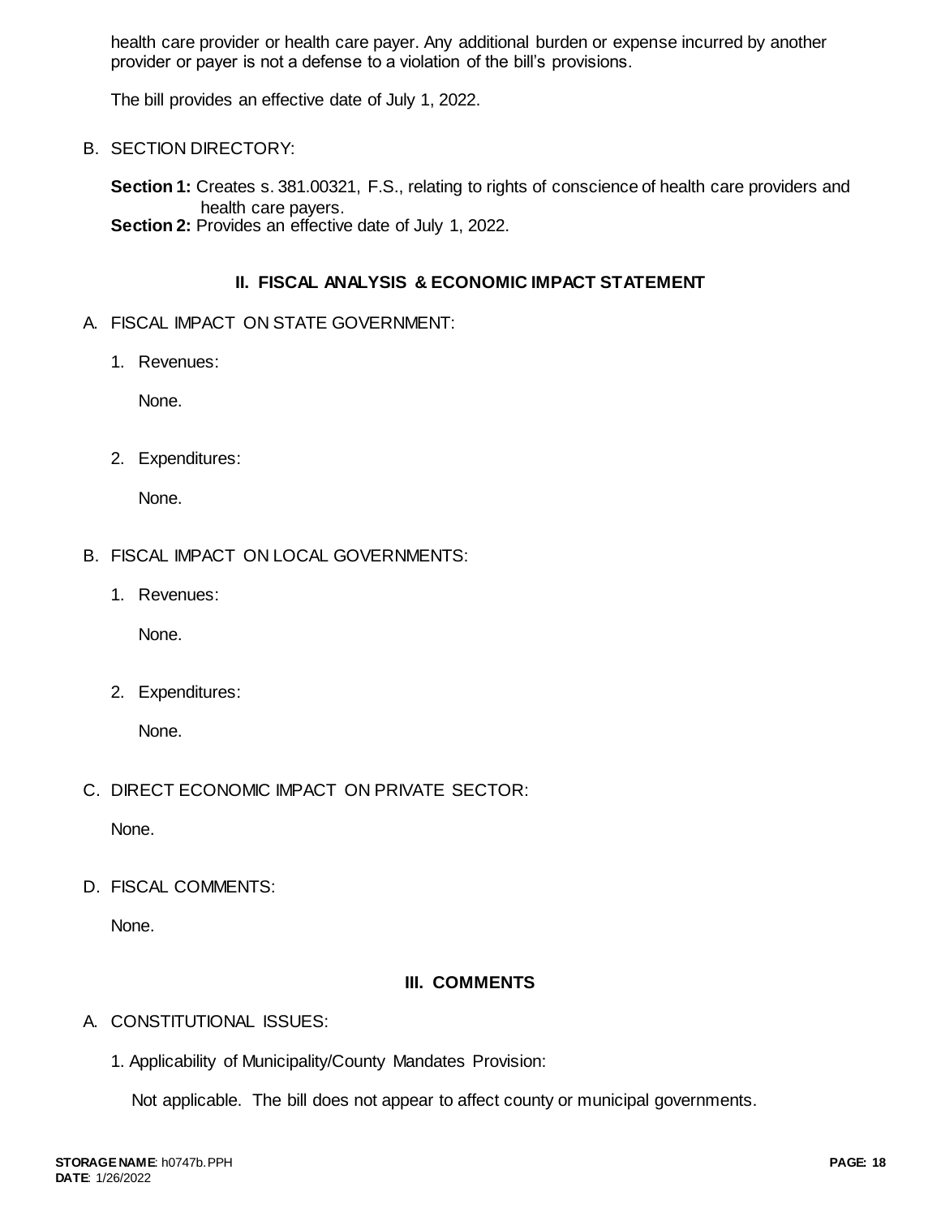health care provider or health care payer. Any additional burden or expense incurred by another provider or payer is not a defense to a violation of the bill's provisions.

The bill provides an effective date of July 1, 2022.

B. SECTION DIRECTORY:

**Section 1:** Creates s. 381.00321, F.S., relating to rights of conscience of health care providers and health care payers.
**Section 2:** Provides an effective date of July 1, 2022.

## II. FISCAL ANALYSIS & ECONOMIC IMPACT STATEMENT

A. FISCAL IMPACT ON STATE GOVERNMENT:

1. Revenues:

   None.

2. Expenditures:

   None.

B. FISCAL IMPACT ON LOCAL GOVERNMENTS:

1. Revenues:

   None.

2. Expenditures:

   None.

C. DIRECT ECONOMIC IMPACT ON PRIVATE SECTOR:

None.

D. FISCAL COMMENTS:

None.

## III. COMMENTS

A. CONSTITUTIONAL ISSUES:

1. Applicability of Municipality/County Mandates Provision:

   Not applicable. The bill does not appear to affect county or municipal governments.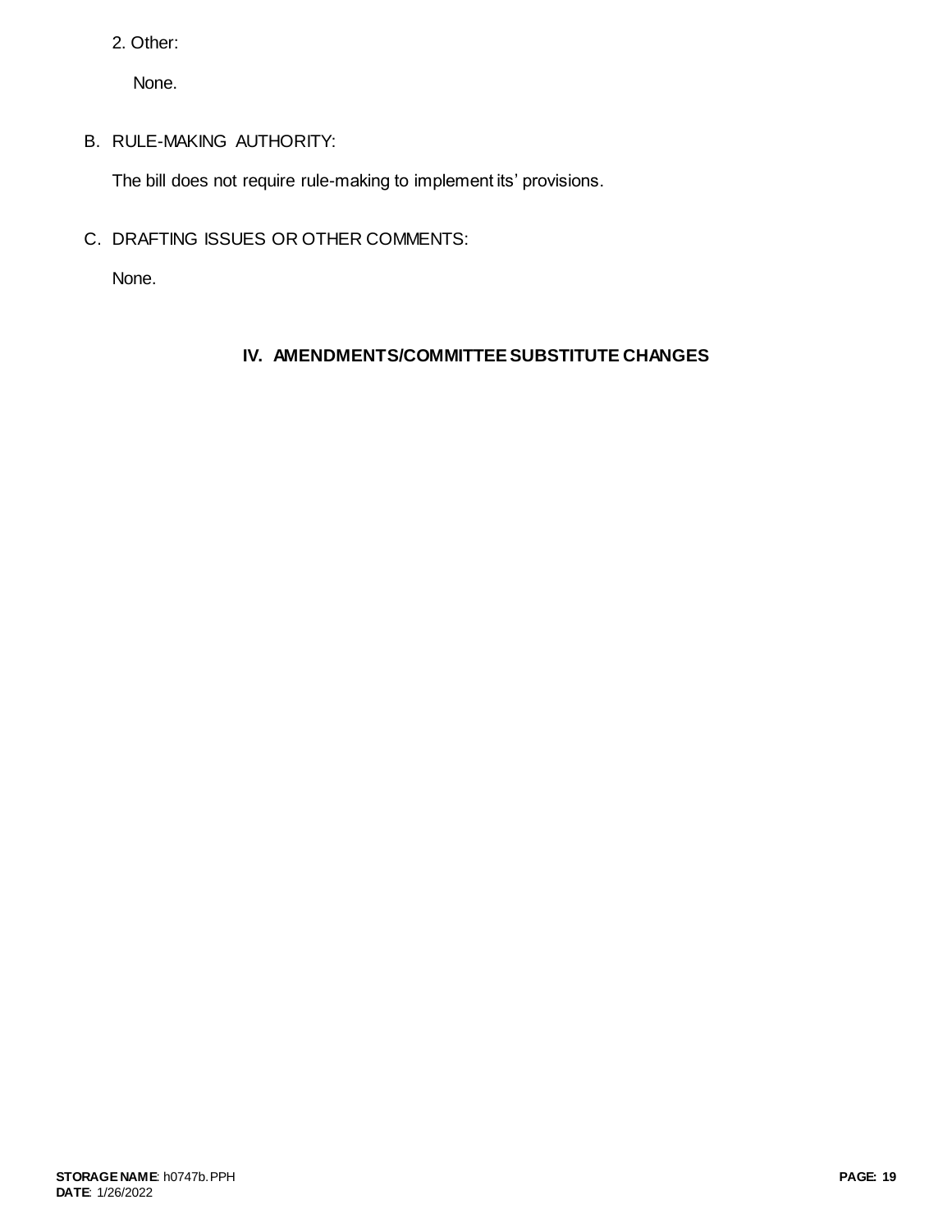2. Other:

None.

B. RULE-MAKING AUTHORITY:

The bill does not require rule-making to implement its' provisions.

C. DRAFTING ISSUES OR OTHER COMMENTS:

None.

## IV. AMENDMENTS/COMMITTEE SUBSTITUTE CHANGES